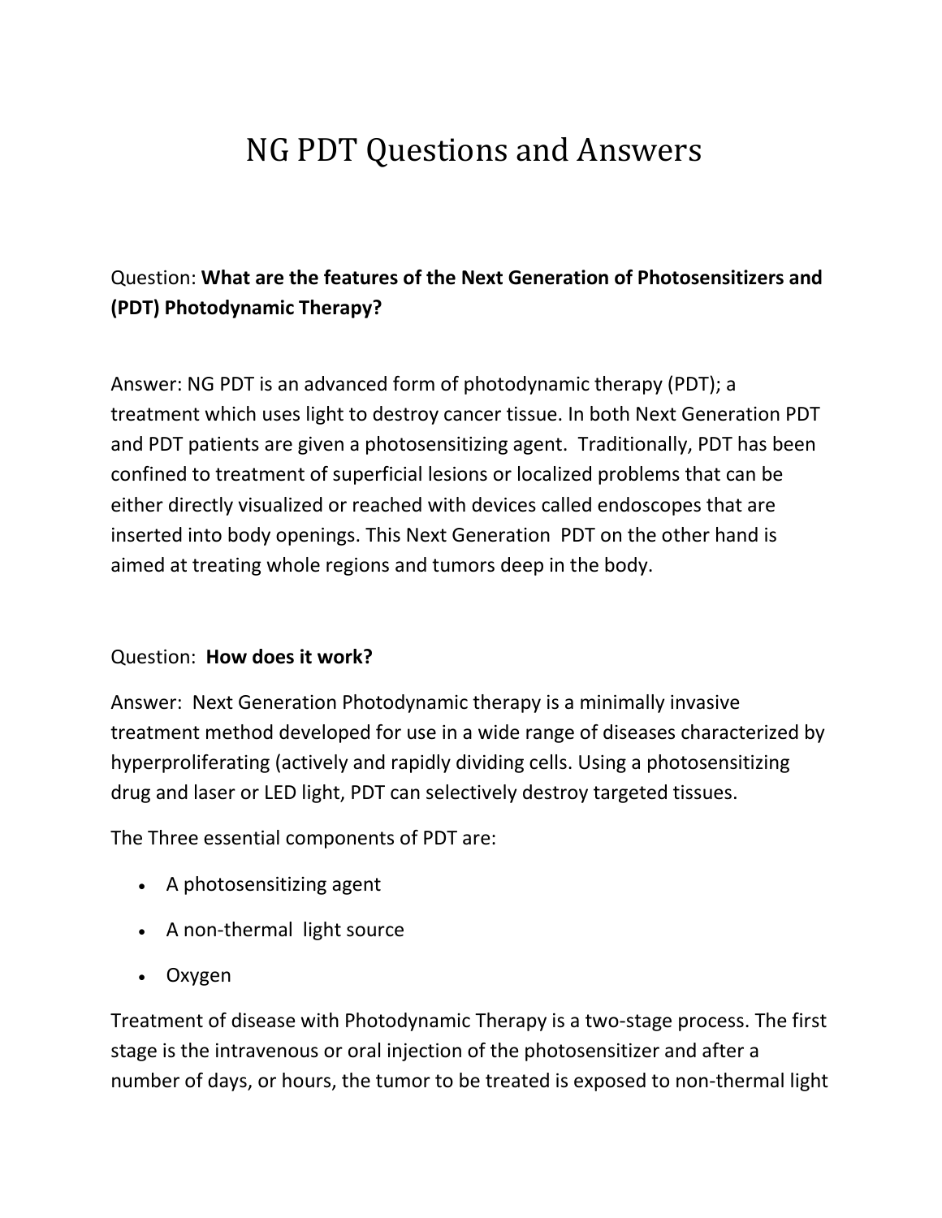# NG PDT Questions and Answers

Question: **What are the features of the Next Generation of Photosensitizers and (PDT) Photodynamic Therapy?**

Answer: NG PDT is an advanced form of photodynamic therapy (PDT); a treatment which uses light to destroy cancer tissue. In both Next Generation PDT and PDT patients are given a photosensitizing agent. Traditionally, PDT has been confined to treatment of superficial lesions or localized problems that can be either directly visualized or reached with devices called endoscopes that are inserted into body openings. This Next Generation PDT on the other hand is aimed at treating whole regions and tumors deep in the body.

Question: **How does it work?**

Answer: Next Generation Photodynamic therapy is a minimally invasive treatment method developed for use in a wide range of diseases characterized by hyperproliferating (actively and rapidly dividing cells. Using a photosensitizing drug and laser or LED light, PDT can selectively destroy targeted tissues.

The Three essential components of PDT are:

- A photosensitizing agent
- A non-thermal light source
- Oxygen

Treatment of disease with Photodynamic Therapy is a two-stage process. The first stage is the intravenous or oral injection of the photosensitizer and after a number of days, or hours, the tumor to be treated is exposed to non-thermal light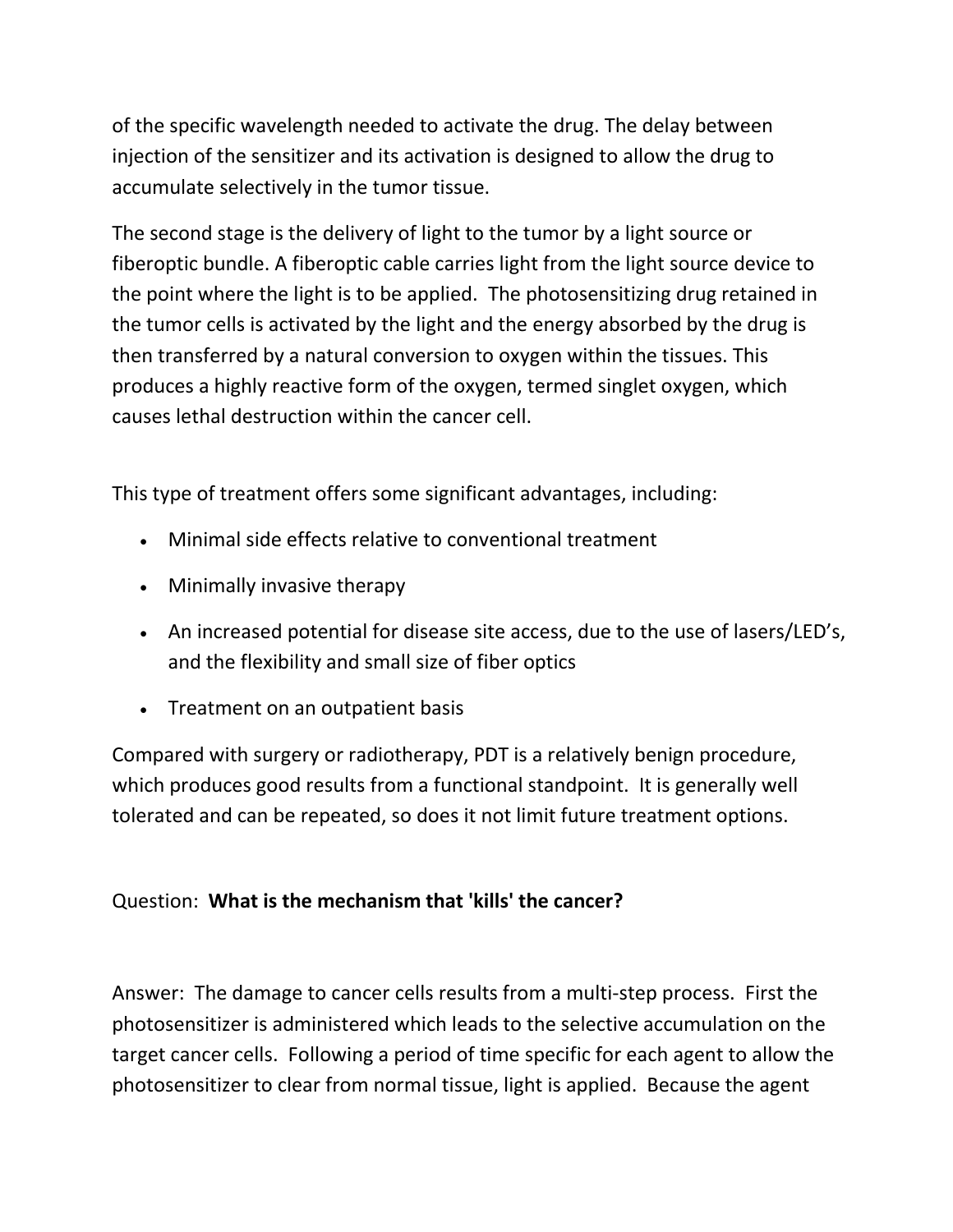of the specific wavelength needed to activate the drug. The delay between injection of the sensitizer and its activation is designed to allow the drug to accumulate selectively in the tumor tissue.

The second stage is the delivery of light to the tumor by a light source or fiberoptic bundle. A fiberoptic cable carries light from the light source device to the point where the light is to be applied. The photosensitizing drug retained in the tumor cells is activated by the light and the energy absorbed by the drug is then transferred by a natural conversion to oxygen within the tissues. This produces a highly reactive form of the oxygen, termed singlet oxygen, which causes lethal destruction within the cancer cell.

This type of treatment offers some significant advantages, including:

- Minimal side effects relative to conventional treatment
- Minimally invasive therapy
- An increased potential for disease site access, due to the use of lasers/LED's, and the flexibility and small size of fiber optics
- Treatment on an outpatient basis

Compared with surgery or radiotherapy, PDT is a relatively benign procedure, which produces good results from a functional standpoint. It is generally well tolerated and can be repeated, so does it not limit future treatment options.

Question: **What is the mechanism that 'kills' the cancer?**

Answer: The damage to cancer cells results from a multi-step process. First the photosensitizer is administered which leads to the selective accumulation on the target cancer cells. Following a period of time specific for each agent to allow the photosensitizer to clear from normal tissue, light is applied. Because the agent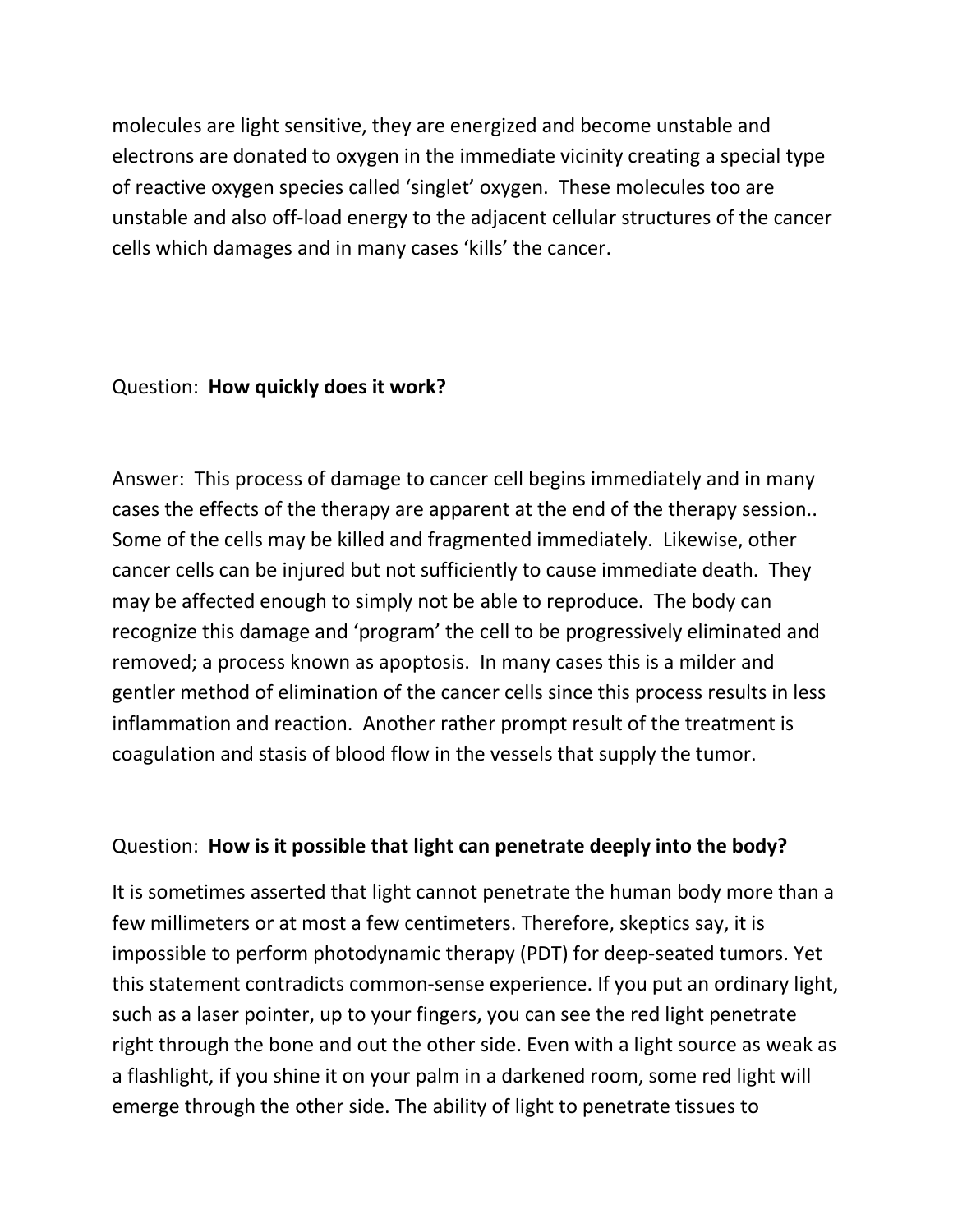molecules are light sensitive, they are energized and become unstable and electrons are donated to oxygen in the immediate vicinity creating a special type of reactive oxygen species called ‘singlet’ oxygen. These molecules too are unstable and also off-load energy to the adjacent cellular structures of the cancer cells which damages and in many cases ‘kills’ the cancer.

Question: **How quickly does it work?**

Answer: This process of damage to cancer cell begins immediately and in many cases the effects of the therapy are apparent at the end of the therapy session.. Some of the cells may be killed and fragmented immediately. Likewise, other cancer cells can be injured but not sufficiently to cause immediate death. They may be affected enough to simply not be able to reproduce. The body can recognize this damage and ‘program’ the cell to be progressively eliminated and removed; a process known as apoptosis. In many cases this is a milder and gentler method of elimination of the cancer cells since this process results in less inflammation and reaction. Another rather prompt result of the treatment is coagulation and stasis of blood flow in the vessels that supply the tumor.

Question: **How is it possible that light can penetrate deeply into the body?**

It is sometimes asserted that light cannot penetrate the human body more than a few millimeters or at most a few centimeters. Therefore, skeptics say, it is impossible to perform photodynamic therapy (PDT) for deep-seated tumors. Yet this statement contradicts common-sense experience. If you put an ordinary light, such as a laser pointer, up to your fingers, you can see the red light penetrate right through the bone and out the other side. Even with a light source as weak as a flashlight, if you shine it on your palm in a darkened room, some red light will emerge through the other side. The ability of light to penetrate tissues to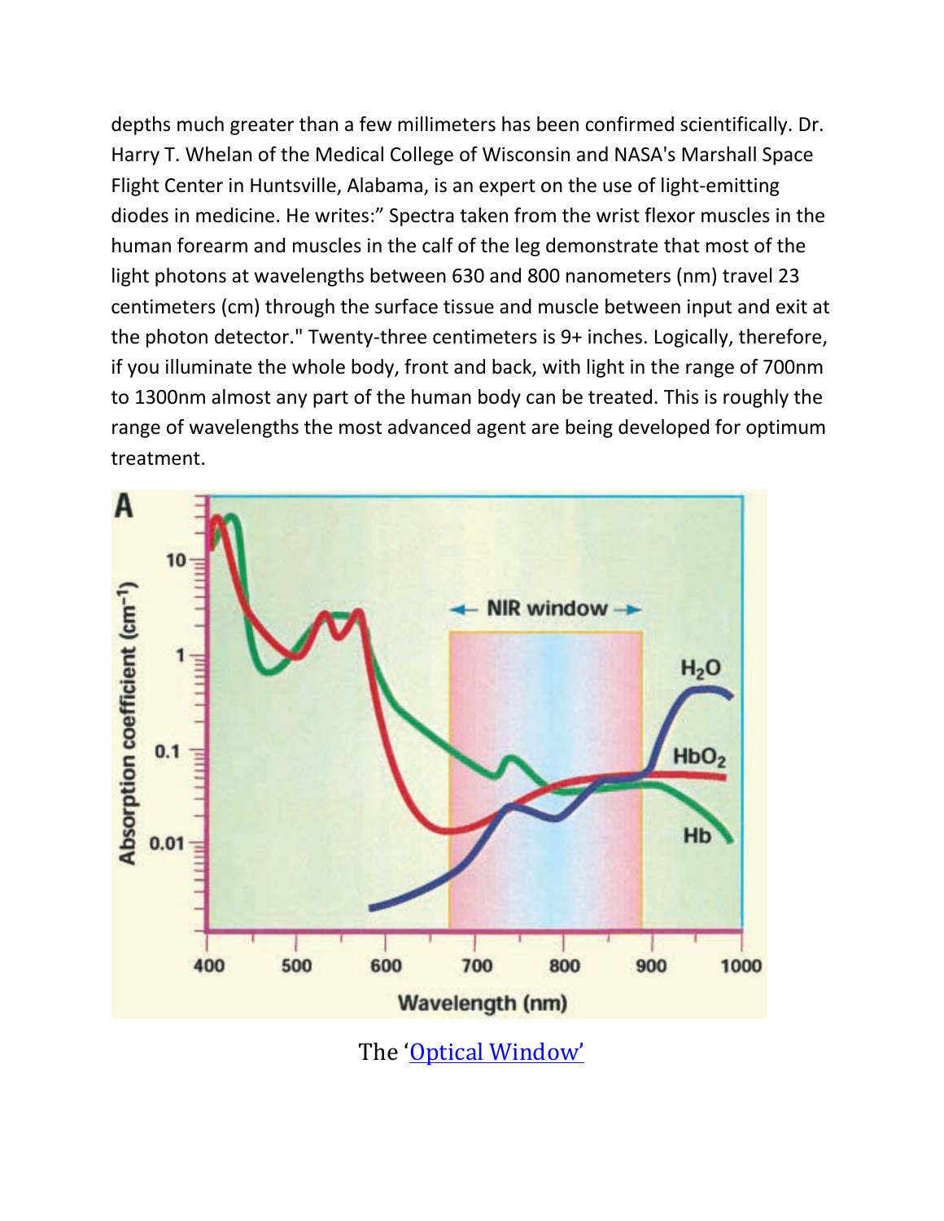depths much greater than a few millimeters has been confirmed scientifically. Dr. Harry T. Whelan of the Medical College of Wisconsin and NASA's Marshall Space Flight Center in Huntsville, Alabama, is an expert on the use of light-emitting diodes in medicine. He writes:" Spectra taken from the wrist flexor muscles in the human forearm and muscles in the calf of the leg demonstrate that most of the light photons at wavelengths between 630 and 800 nanometers (nm) travel 23 centimeters (cm) through the surface tissue and muscle between input and exit at the photon detector." Twenty-three centimeters is 9+ inches. Logically, therefore, if you illuminate the whole body, front and back, with light in the range of 700nm to 1300nm almost any part of the human body can be treated. This is roughly the range of wavelengths the most advanced agent are being developed for optimum treatment.

The '[Optical Window](#)'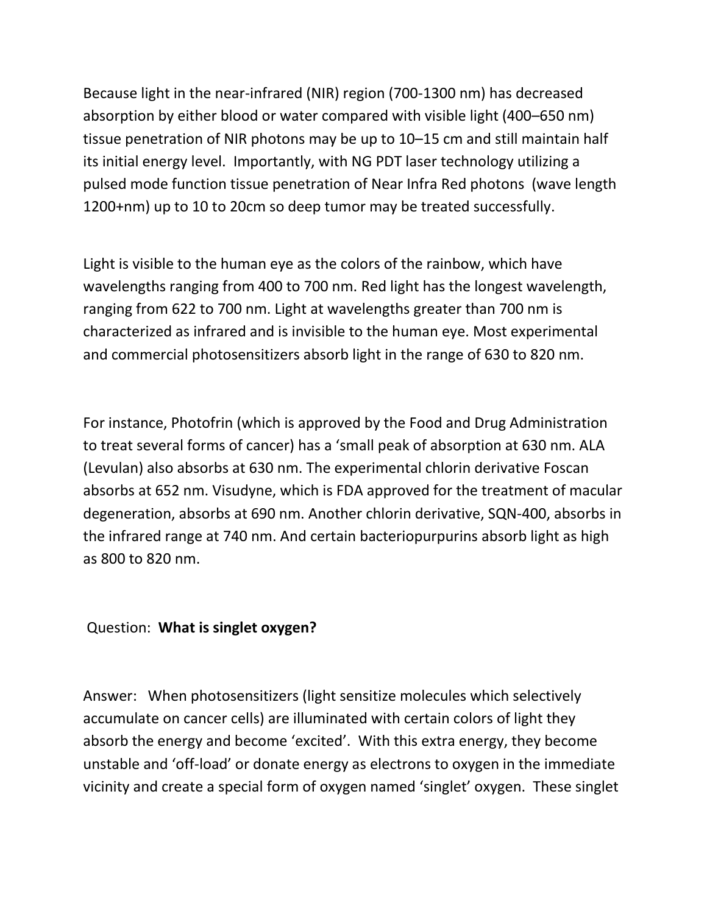Because light in the near-infrared (NIR) region (700-1300 nm) has decreased absorption by either blood or water compared with visible light (400–650 nm) tissue penetration of NIR photons may be up to 10–15 cm and still maintain half its initial energy level. Importantly, with NG PDT laser technology utilizing a pulsed mode function tissue penetration of Near Infra Red photons (wave length 1200+nm) up to 10 to 20cm so deep tumor may be treated successfully.

Light is visible to the human eye as the colors of the rainbow, which have wavelengths ranging from 400 to 700 nm. Red light has the longest wavelength, ranging from 622 to 700 nm. Light at wavelengths greater than 700 nm is characterized as infrared and is invisible to the human eye. Most experimental and commercial photosensitizers absorb light in the range of 630 to 820 nm.

For instance, Photofrin (which is approved by the Food and Drug Administration to treat several forms of cancer) has a 'small peak of absorption at 630 nm. ALA (Levulan) also absorbs at 630 nm. The experimental chlorin derivative Foscan absorbs at 652 nm. Visudyne, which is FDA approved for the treatment of macular degeneration, absorbs at 690 nm. Another chlorin derivative, SQN-400, absorbs in the infrared range at 740 nm. And certain bacteriopurpurins absorb light as high as 800 to 820 nm.

Question: **What is singlet oxygen?**

Answer: When photosensitizers (light sensitize molecules which selectively accumulate on cancer cells) are illuminated with certain colors of light they absorb the energy and become 'excited'. With this extra energy, they become unstable and 'off-load' or donate energy as electrons to oxygen in the immediate vicinity and create a special form of oxygen named 'singlet' oxygen. These singlet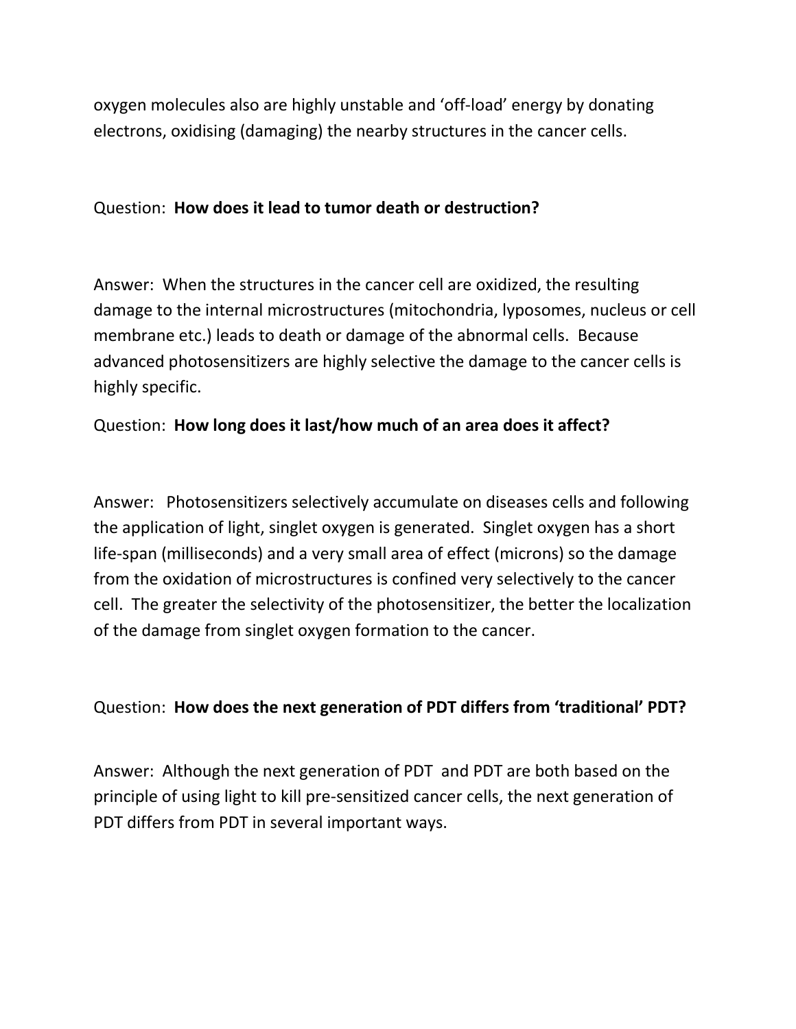oxygen molecules also are highly unstable and 'off-load' energy by donating electrons, oxidising (damaging) the nearby structures in the cancer cells.

Question: **How does it lead to tumor death or destruction?**

Answer: When the structures in the cancer cell are oxidized, the resulting damage to the internal microstructures (mitochondria, lyposomes, nucleus or cell membrane etc.) leads to death or damage of the abnormal cells. Because advanced photosensitizers are highly selective the damage to the cancer cells is highly specific.

Question: **How long does it last/how much of an area does it affect?**

Answer: Photosensitizers selectively accumulate on diseases cells and following the application of light, singlet oxygen is generated. Singlet oxygen has a short life-span (milliseconds) and a very small area of effect (microns) so the damage from the oxidation of microstructures is confined very selectively to the cancer cell. The greater the selectivity of the photosensitizer, the better the localization of the damage from singlet oxygen formation to the cancer.

Question: **How does the next generation of PDT differs from 'traditional' PDT?**

Answer: Although the next generation of PDT and PDT are both based on the principle of using light to kill pre-sensitized cancer cells, the next generation of PDT differs from PDT in several important ways.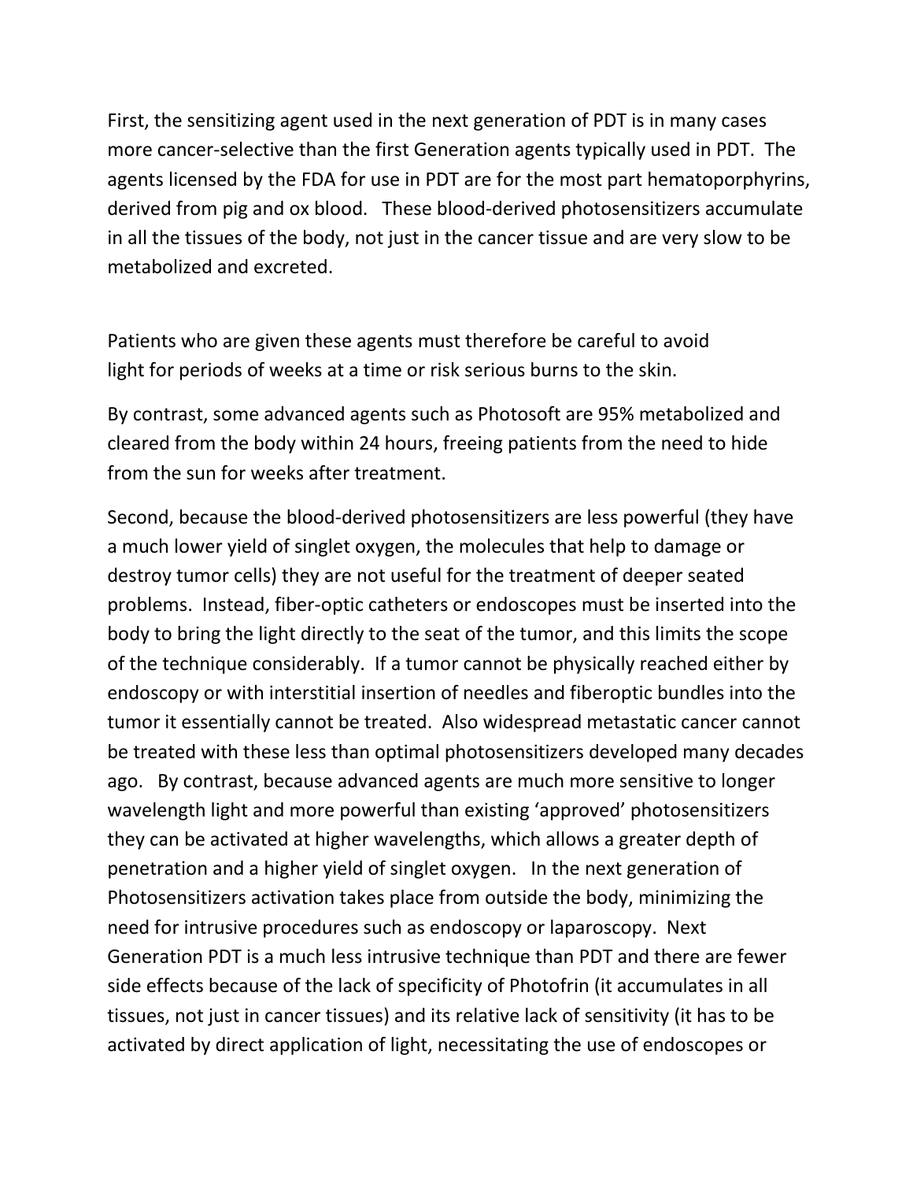First, the sensitizing agent used in the next generation of PDT is in many cases more cancer-selective than the first Generation agents typically used in PDT. The agents licensed by the FDA for use in PDT are for the most part hematoporphyrins, derived from pig and ox blood. These blood-derived photosensitizers accumulate in all the tissues of the body, not just in the cancer tissue and are very slow to be metabolized and excreted.

Patients who are given these agents must therefore be careful to avoid light for periods of weeks at a time or risk serious burns to the skin.

By contrast, some advanced agents such as Photosoft are 95% metabolized and cleared from the body within 24 hours, freeing patients from the need to hide from the sun for weeks after treatment.

Second, because the blood-derived photosensitizers are less powerful (they have a much lower yield of singlet oxygen, the molecules that help to damage or destroy tumor cells) they are not useful for the treatment of deeper seated problems. Instead, fiber-optic catheters or endoscopes must be inserted into the body to bring the light directly to the seat of the tumor, and this limits the scope of the technique considerably. If a tumor cannot be physically reached either by endoscopy or with interstitial insertion of needles and fiberoptic bundles into the tumor it essentially cannot be treated. Also widespread metastatic cancer cannot be treated with these less than optimal photosensitizers developed many decades ago. By contrast, because advanced agents are much more sensitive to longer wavelength light and more powerful than existing 'approved' photosensitizers they can be activated at higher wavelengths, which allows a greater depth of penetration and a higher yield of singlet oxygen. In the next generation of Photosensitizers activation takes place from outside the body, minimizing the need for intrusive procedures such as endoscopy or laparoscopy. Next Generation PDT is a much less intrusive technique than PDT and there are fewer side effects because of the lack of specificity of Photofrin (it accumulates in all tissues, not just in cancer tissues) and its relative lack of sensitivity (it has to be activated by direct application of light, necessitating the use of endoscopes or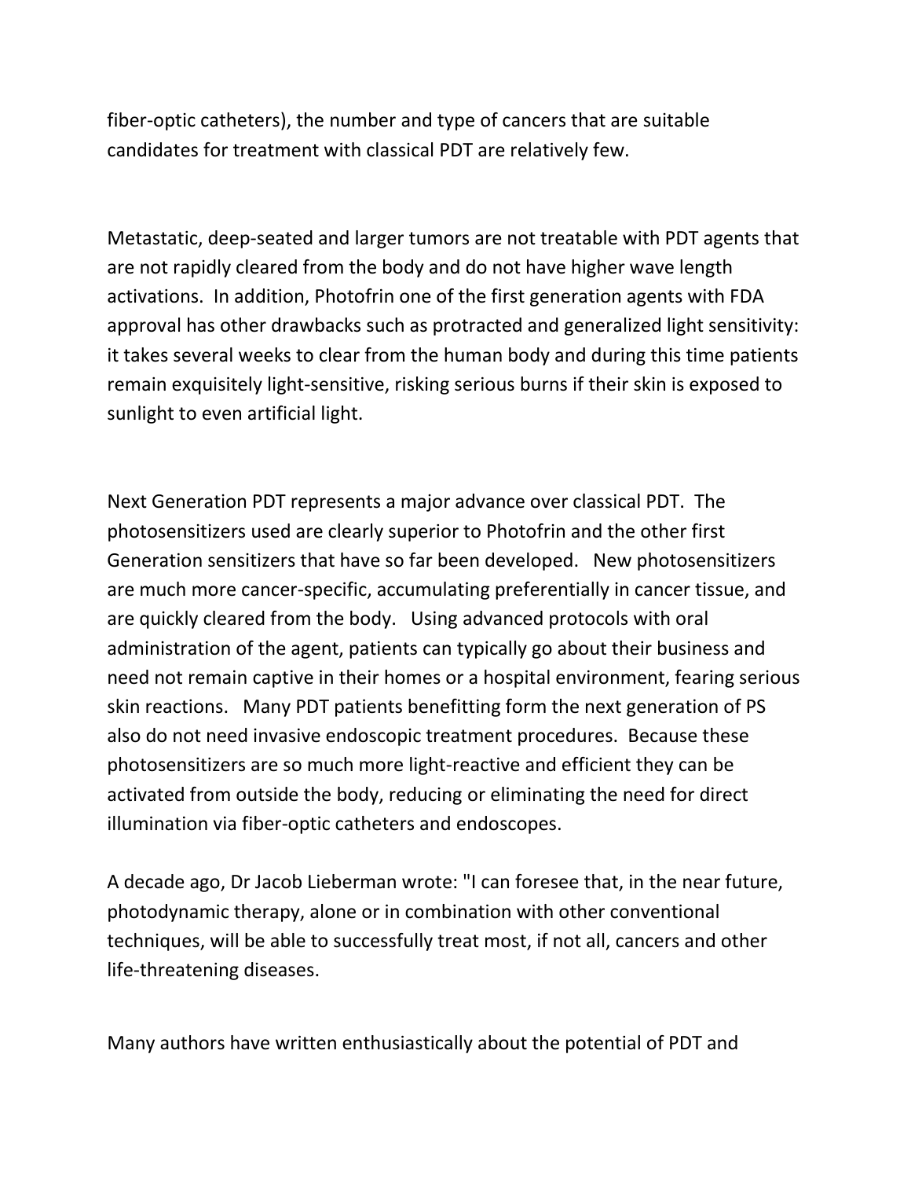fiber-optic catheters), the number and type of cancers that are suitable candidates for treatment with classical PDT are relatively few.

Metastatic, deep-seated and larger tumors are not treatable with PDT agents that are not rapidly cleared from the body and do not have higher wave length activations. In addition, Photofrin one of the first generation agents with FDA approval has other drawbacks such as protracted and generalized light sensitivity: it takes several weeks to clear from the human body and during this time patients remain exquisitely light-sensitive, risking serious burns if their skin is exposed to sunlight to even artificial light.

Next Generation PDT represents a major advance over classical PDT. The photosensitizers used are clearly superior to Photofrin and the other first Generation sensitizers that have so far been developed. New photosensitizers are much more cancer-specific, accumulating preferentially in cancer tissue, and are quickly cleared from the body. Using advanced protocols with oral administration of the agent, patients can typically go about their business and need not remain captive in their homes or a hospital environment, fearing serious skin reactions. Many PDT patients benefitting form the next generation of PS also do not need invasive endoscopic treatment procedures. Because these photosensitizers are so much more light-reactive and efficient they can be activated from outside the body, reducing or eliminating the need for direct illumination via fiber-optic catheters and endoscopes.

A decade ago, Dr Jacob Lieberman wrote: "I can foresee that, in the near future, photodynamic therapy, alone or in combination with other conventional techniques, will be able to successfully treat most, if not all, cancers and other life-threatening diseases.

Many authors have written enthusiastically about the potential of PDT and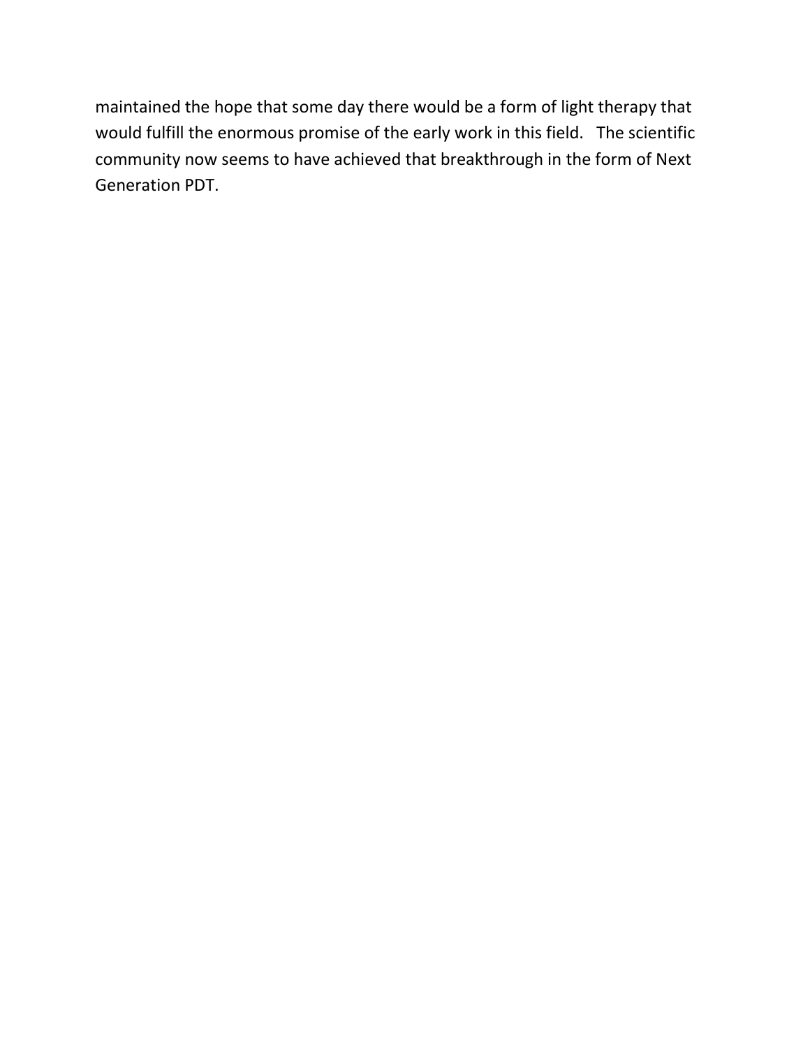maintained the hope that some day there would be a form of light therapy that would fulfill the enormous promise of the early work in this field. The scientific community now seems to have achieved that breakthrough in the form of Next Generation PDT.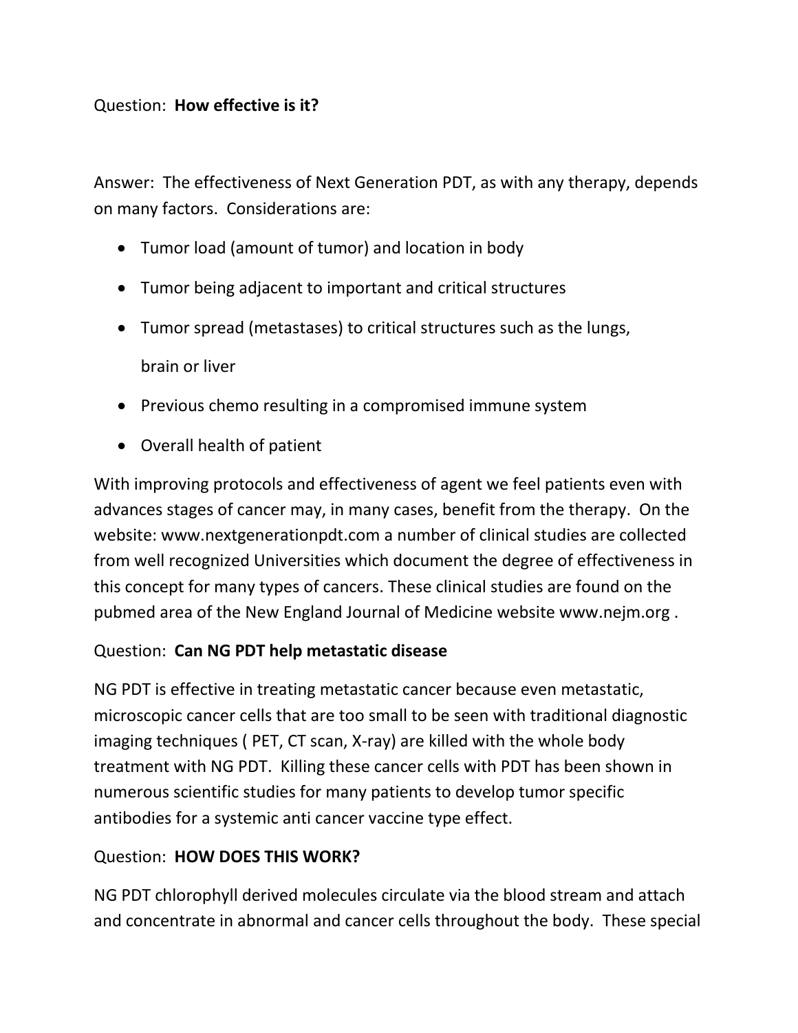Question: **How effective is it?**

Answer: The effectiveness of Next Generation PDT, as with any therapy, depends on many factors. Considerations are:

- Tumor load (amount of tumor) and location in body
- Tumor being adjacent to important and critical structures
- Tumor spread (metastases) to critical structures such as the lungs, brain or liver
- Previous chemo resulting in a compromised immune system
- Overall health of patient

With improving protocols and effectiveness of agent we feel patients even with advances stages of cancer may, in many cases, benefit from the therapy. On the website: www.nextgenerationpdt.com a number of clinical studies are collected from well recognized Universities which document the degree of effectiveness in this concept for many types of cancers. These clinical studies are found on the pubmed area of the New England Journal of Medicine website www.nejm.org .

Question: **Can NG PDT help metastatic disease**

NG PDT is effective in treating metastatic cancer because even metastatic, microscopic cancer cells that are too small to be seen with traditional diagnostic imaging techniques ( PET, CT scan, X-ray) are killed with the whole body treatment with NG PDT. Killing these cancer cells with PDT has been shown in numerous scientific studies for many patients to develop tumor specific antibodies for a systemic anti cancer vaccine type effect.

Question: **HOW DOES THIS WORK?**

NG PDT chlorophyll derived molecules circulate via the blood stream and attach and concentrate in abnormal and cancer cells throughout the body. These special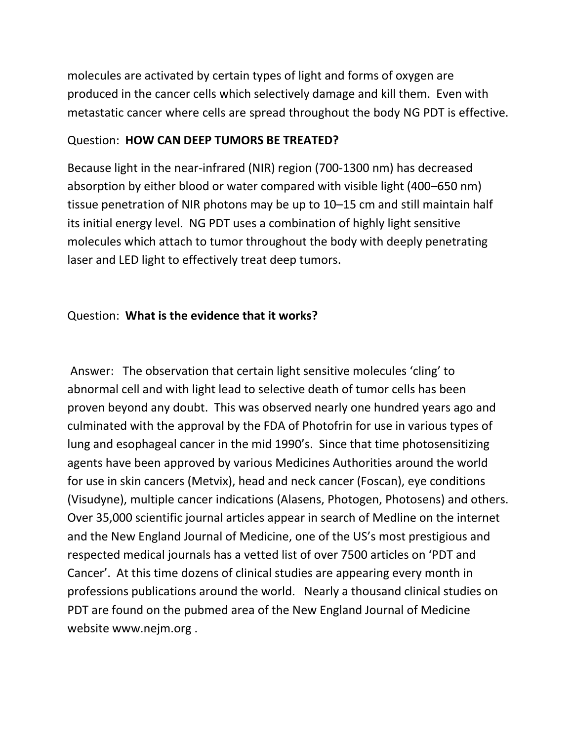molecules are activated by certain types of light and forms of oxygen are produced in the cancer cells which selectively damage and kill them. Even with metastatic cancer where cells are spread throughout the body NG PDT is effective.

Question: **HOW CAN DEEP TUMORS BE TREATED?**

Because light in the near-infrared (NIR) region (700-1300 nm) has decreased absorption by either blood or water compared with visible light (400–650 nm) tissue penetration of NIR photons may be up to 10–15 cm and still maintain half its initial energy level. NG PDT uses a combination of highly light sensitive molecules which attach to tumor throughout the body with deeply penetrating laser and LED light to effectively treat deep tumors.

Question: **What is the evidence that it works?**

Answer: The observation that certain light sensitive molecules 'cling' to abnormal cell and with light lead to selective death of tumor cells has been proven beyond any doubt. This was observed nearly one hundred years ago and culminated with the approval by the FDA of Photofrin for use in various types of lung and esophageal cancer in the mid 1990's. Since that time photosensitizing agents have been approved by various Medicines Authorities around the world for use in skin cancers (Metvix), head and neck cancer (Foscan), eye conditions (Visudyne), multiple cancer indications (Alasens, Photogen, Photosens) and others. Over 35,000 scientific journal articles appear in search of Medline on the internet and the New England Journal of Medicine, one of the US's most prestigious and respected medical journals has a vetted list of over 7500 articles on 'PDT and Cancer'. At this time dozens of clinical studies are appearing every month in professions publications around the world. Nearly a thousand clinical studies on PDT are found on the pubmed area of the New England Journal of Medicine website www.nejm.org .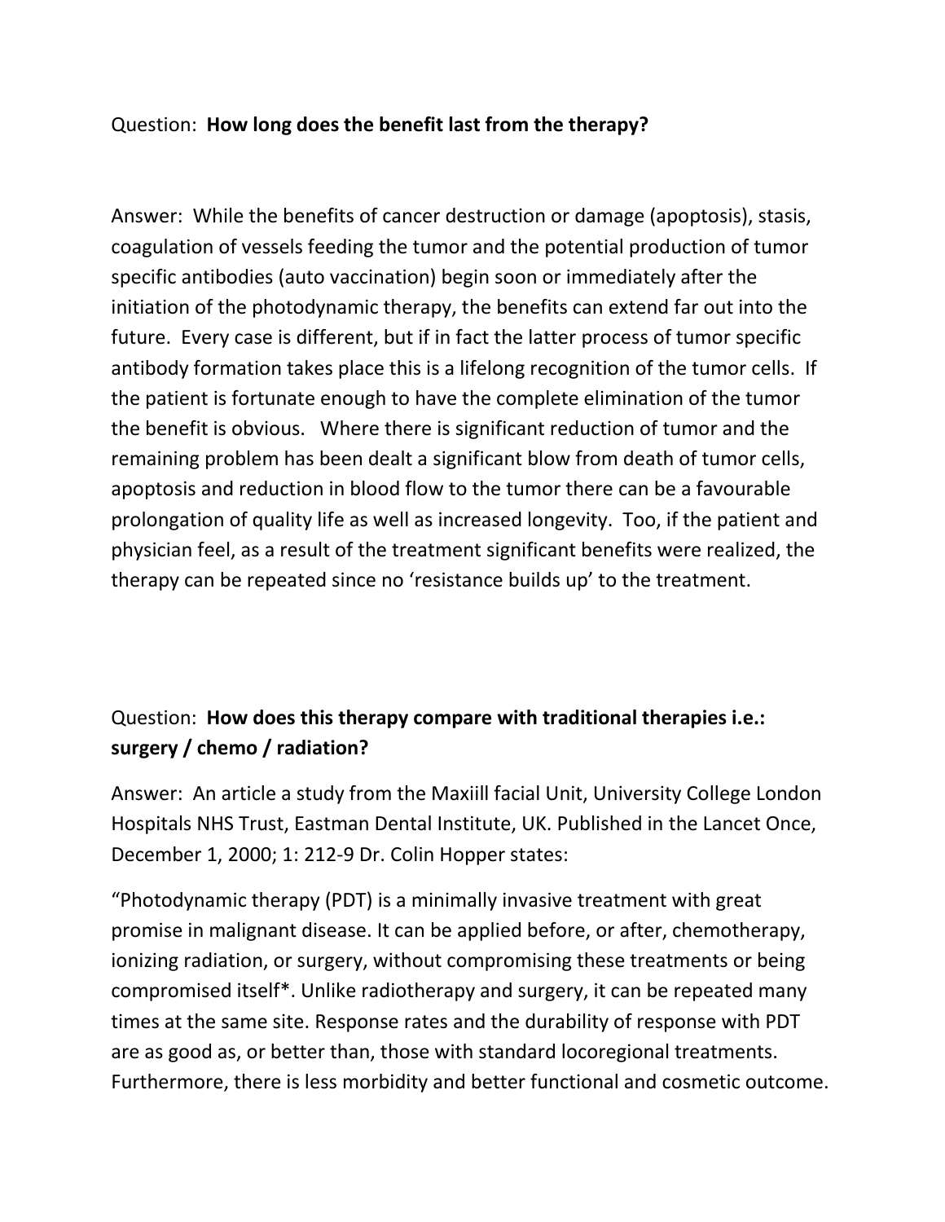Question: **How long does the benefit last from the therapy?**

Answer: While the benefits of cancer destruction or damage (apoptosis), stasis, coagulation of vessels feeding the tumor and the potential production of tumor specific antibodies (auto vaccination) begin soon or immediately after the initiation of the photodynamic therapy, the benefits can extend far out into the future. Every case is different, but if in fact the latter process of tumor specific antibody formation takes place this is a lifelong recognition of the tumor cells. If the patient is fortunate enough to have the complete elimination of the tumor the benefit is obvious. Where there is significant reduction of tumor and the remaining problem has been dealt a significant blow from death of tumor cells, apoptosis and reduction in blood flow to the tumor there can be a favourable prolongation of quality life as well as increased longevity. Too, if the patient and physician feel, as a result of the treatment significant benefits were realized, the therapy can be repeated since no 'resistance builds up' to the treatment.

Question: **How does this therapy compare with traditional therapies i.e.: surgery / chemo / radiation?**

Answer: An article a study from the Maxiill facial Unit, University College London Hospitals NHS Trust, Eastman Dental Institute, UK. Published in the Lancet Once, December 1, 2000; 1: 212-9 Dr. Colin Hopper states:

"Photodynamic therapy (PDT) is a minimally invasive treatment with great promise in malignant disease. It can be applied before, or after, chemotherapy, ionizing radiation, or surgery, without compromising these treatments or being compromised itself*. Unlike radiotherapy and surgery, it can be repeated many times at the same site. Response rates and the durability of response with PDT are as good as, or better than, those with standard locoregional treatments. Furthermore, there is less morbidity and better functional and cosmetic outcome.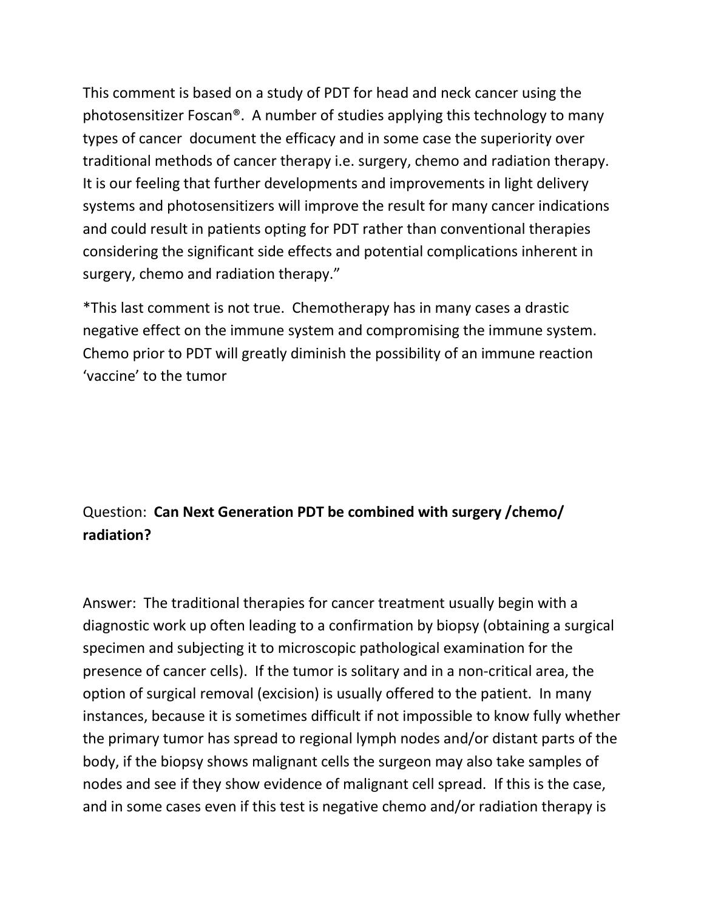This comment is based on a study of PDT for head and neck cancer using the photosensitizer Foscan®. A number of studies applying this technology to many types of cancer document the efficacy and in some case the superiority over traditional methods of cancer therapy i.e. surgery, chemo and radiation therapy. It is our feeling that further developments and improvements in light delivery systems and photosensitizers will improve the result for many cancer indications and could result in patients opting for PDT rather than conventional therapies considering the significant side effects and potential complications inherent in surgery, chemo and radiation therapy."

*This last comment is not true. Chemotherapy has in many cases a drastic negative effect on the immune system and compromising the immune system. Chemo prior to PDT will greatly diminish the possibility of an immune reaction 'vaccine' to the tumor

Question: **Can Next Generation PDT be combined with surgery /chemo/ radiation?**

Answer: The traditional therapies for cancer treatment usually begin with a diagnostic work up often leading to a confirmation by biopsy (obtaining a surgical specimen and subjecting it to microscopic pathological examination for the presence of cancer cells). If the tumor is solitary and in a non-critical area, the option of surgical removal (excision) is usually offered to the patient. In many instances, because it is sometimes difficult if not impossible to know fully whether the primary tumor has spread to regional lymph nodes and/or distant parts of the body, if the biopsy shows malignant cells the surgeon may also take samples of nodes and see if they show evidence of malignant cell spread. If this is the case, and in some cases even if this test is negative chemo and/or radiation therapy is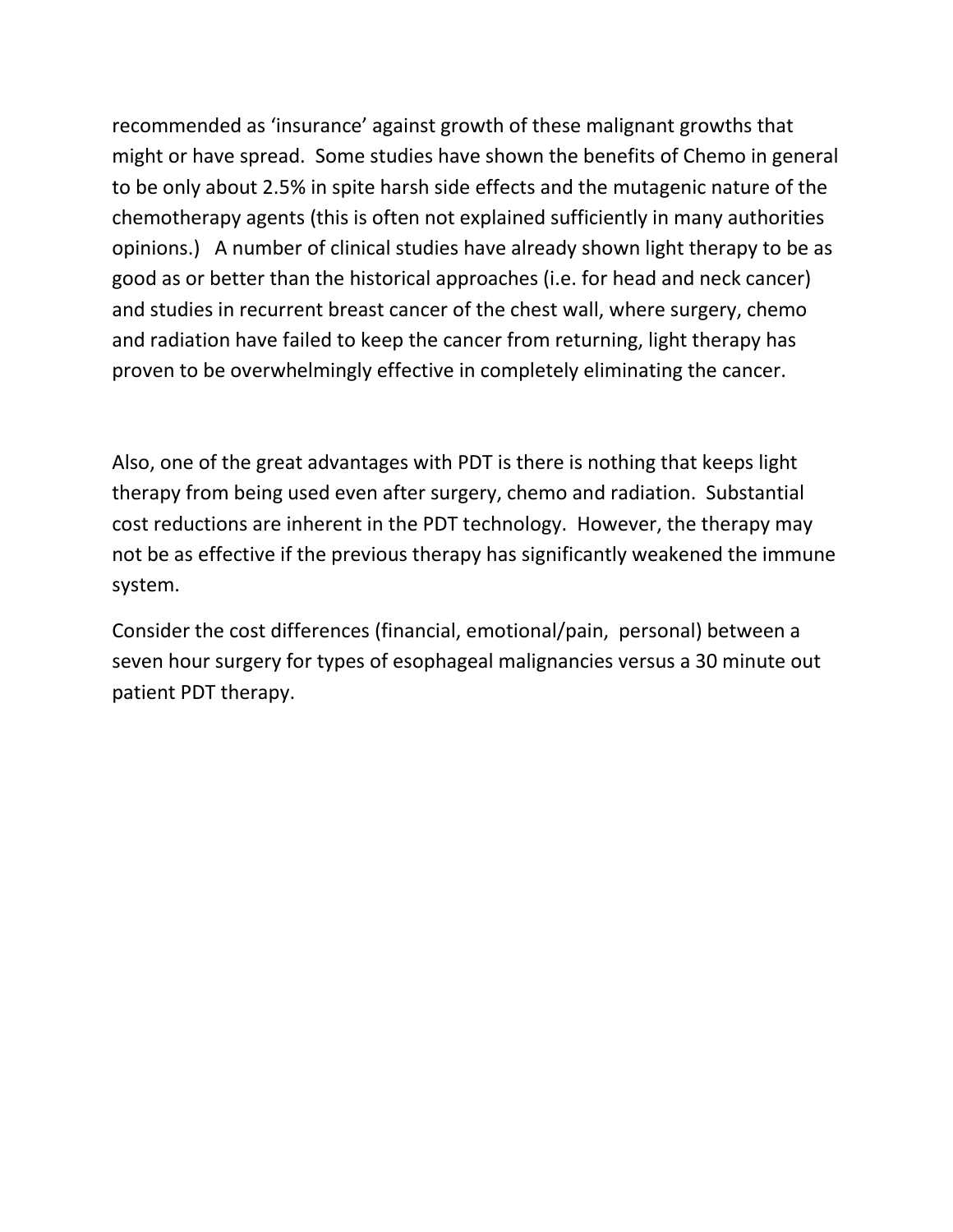recommended as 'insurance' against growth of these malignant growths that might or have spread. Some studies have shown the benefits of Chemo in general to be only about 2.5% in spite harsh side effects and the mutagenic nature of the chemotherapy agents (this is often not explained sufficiently in many authorities opinions.) A number of clinical studies have already shown light therapy to be as good as or better than the historical approaches (i.e. for head and neck cancer) and studies in recurrent breast cancer of the chest wall, where surgery, chemo and radiation have failed to keep the cancer from returning, light therapy has proven to be overwhelmingly effective in completely eliminating the cancer.

Also, one of the great advantages with PDT is there is nothing that keeps light therapy from being used even after surgery, chemo and radiation. Substantial cost reductions are inherent in the PDT technology. However, the therapy may not be as effective if the previous therapy has significantly weakened the immune system.

Consider the cost differences (financial, emotional/pain, personal) between a seven hour surgery for types of esophageal malignancies versus a 30 minute out patient PDT therapy.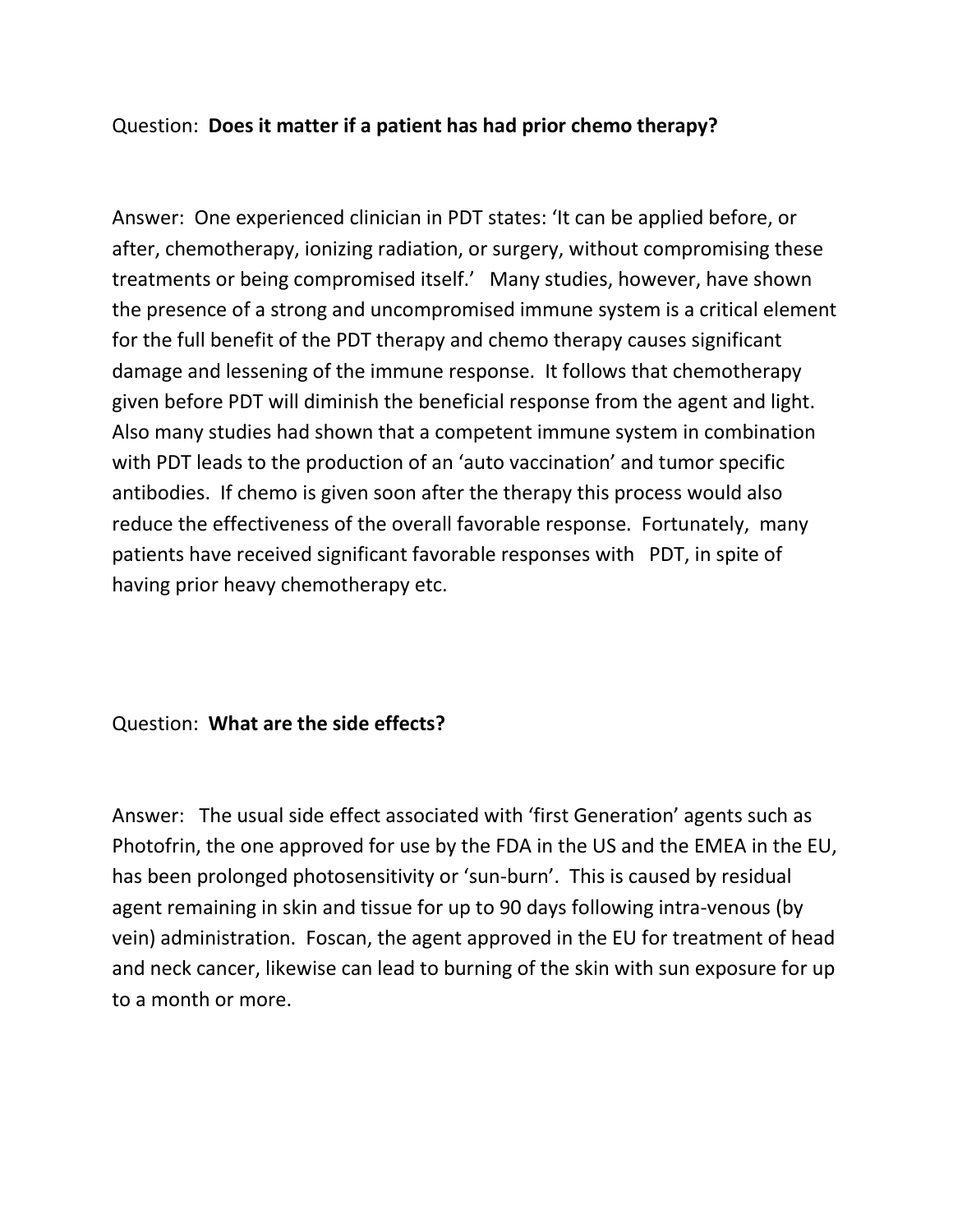Question: **Does it matter if a patient has had prior chemo therapy?**

Answer: One experienced clinician in PDT states: 'It can be applied before, or after, chemotherapy, ionizing radiation, or surgery, without compromising these treatments or being compromised itself.' Many studies, however, have shown the presence of a strong and uncompromised immune system is a critical element for the full benefit of the PDT therapy and chemo therapy causes significant damage and lessening of the immune response. It follows that chemotherapy given before PDT will diminish the beneficial response from the agent and light. Also many studies had shown that a competent immune system in combination with PDT leads to the production of an 'auto vaccination' and tumor specific antibodies. If chemo is given soon after the therapy this process would also reduce the effectiveness of the overall favorable response. Fortunately, many patients have received significant favorable responses with PDT, in spite of having prior heavy chemotherapy etc.

Question: **What are the side effects?**

Answer: The usual side effect associated with 'first Generation' agents such as Photofrin, the one approved for use by the FDA in the US and the EMEA in the EU, has been prolonged photosensitivity or 'sun-burn'. This is caused by residual agent remaining in skin and tissue for up to 90 days following intra-venous (by vein) administration. Foscan, the agent approved in the EU for treatment of head and neck cancer, likewise can lead to burning of the skin with sun exposure for up to a month or more.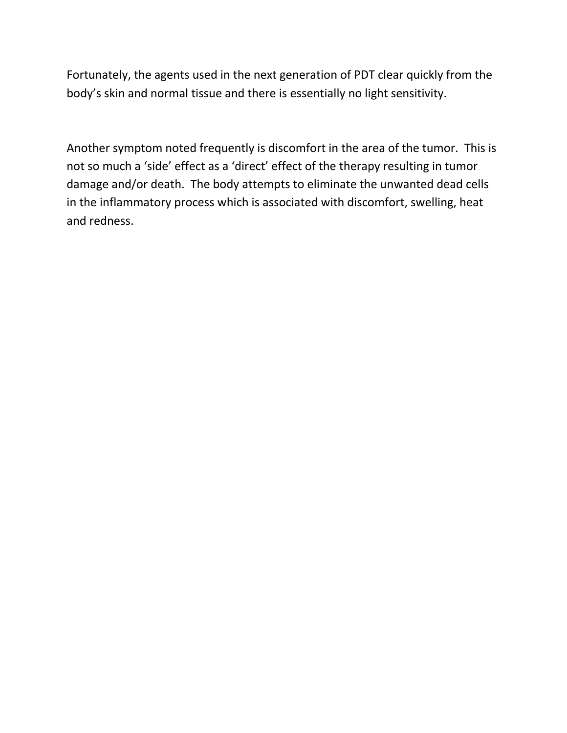Fortunately, the agents used in the next generation of PDT clear quickly from the body’s skin and normal tissue and there is essentially no light sensitivity.

Another symptom noted frequently is discomfort in the area of the tumor. This is not so much a ‘side’ effect as a ‘direct’ effect of the therapy resulting in tumor damage and/or death. The body attempts to eliminate the unwanted dead cells in the inflammatory process which is associated with discomfort, swelling, heat and redness.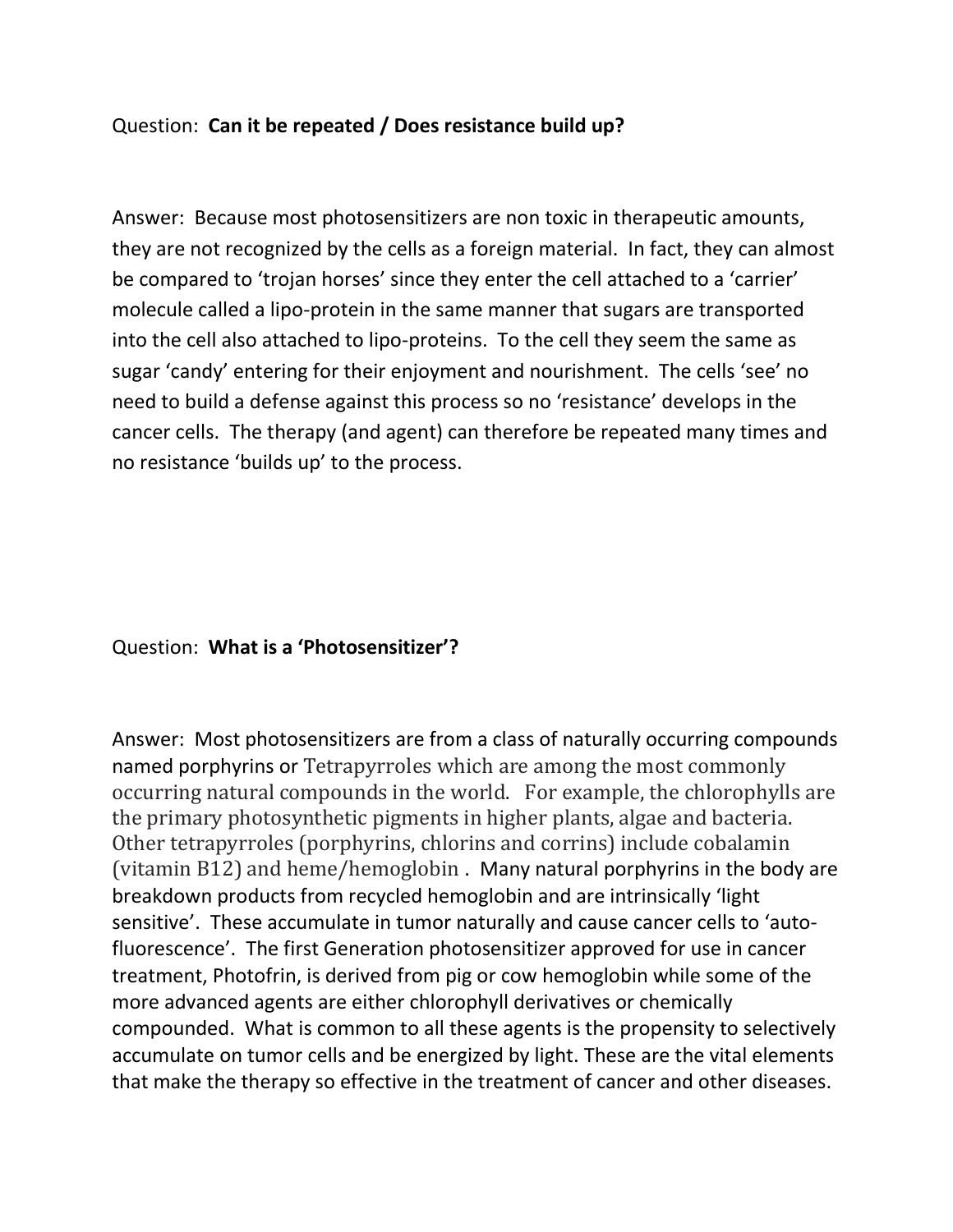Question: **Can it be repeated / Does resistance build up?**

Answer: Because most photosensitizers are non toxic in therapeutic amounts, they are not recognized by the cells as a foreign material. In fact, they can almost be compared to 'trojan horses' since they enter the cell attached to a 'carrier' molecule called a lipo-protein in the same manner that sugars are transported into the cell also attached to lipo-proteins. To the cell they seem the same as sugar 'candy' entering for their enjoyment and nourishment. The cells 'see' no need to build a defense against this process so no 'resistance' develops in the cancer cells. The therapy (and agent) can therefore be repeated many times and no resistance 'builds up' to the process.

Question: **What is a 'Photosensitizer'?**

Answer: Most photosensitizers are from a class of naturally occurring compounds named porphyrins or Tetrapyrroles which are among the most commonly occurring natural compounds in the world. For example, the chlorophylls are the primary photosynthetic pigments in higher plants, algae and bacteria. Other tetrapyrroles (porphyrins, chlorins and corrins) include cobalamin (vitamin B12) and heme/hemoglobin . Many natural porphyrins in the body are breakdown products from recycled hemoglobin and are intrinsically 'light sensitive'. These accumulate in tumor naturally and cause cancer cells to 'auto-fluorescence'. The first Generation photosensitizer approved for use in cancer treatment, Photofrin, is derived from pig or cow hemoglobin while some of the more advanced agents are either chlorophyll derivatives or chemically compounded. What is common to all these agents is the propensity to selectively accumulate on tumor cells and be energized by light. These are the vital elements that make the therapy so effective in the treatment of cancer and other diseases.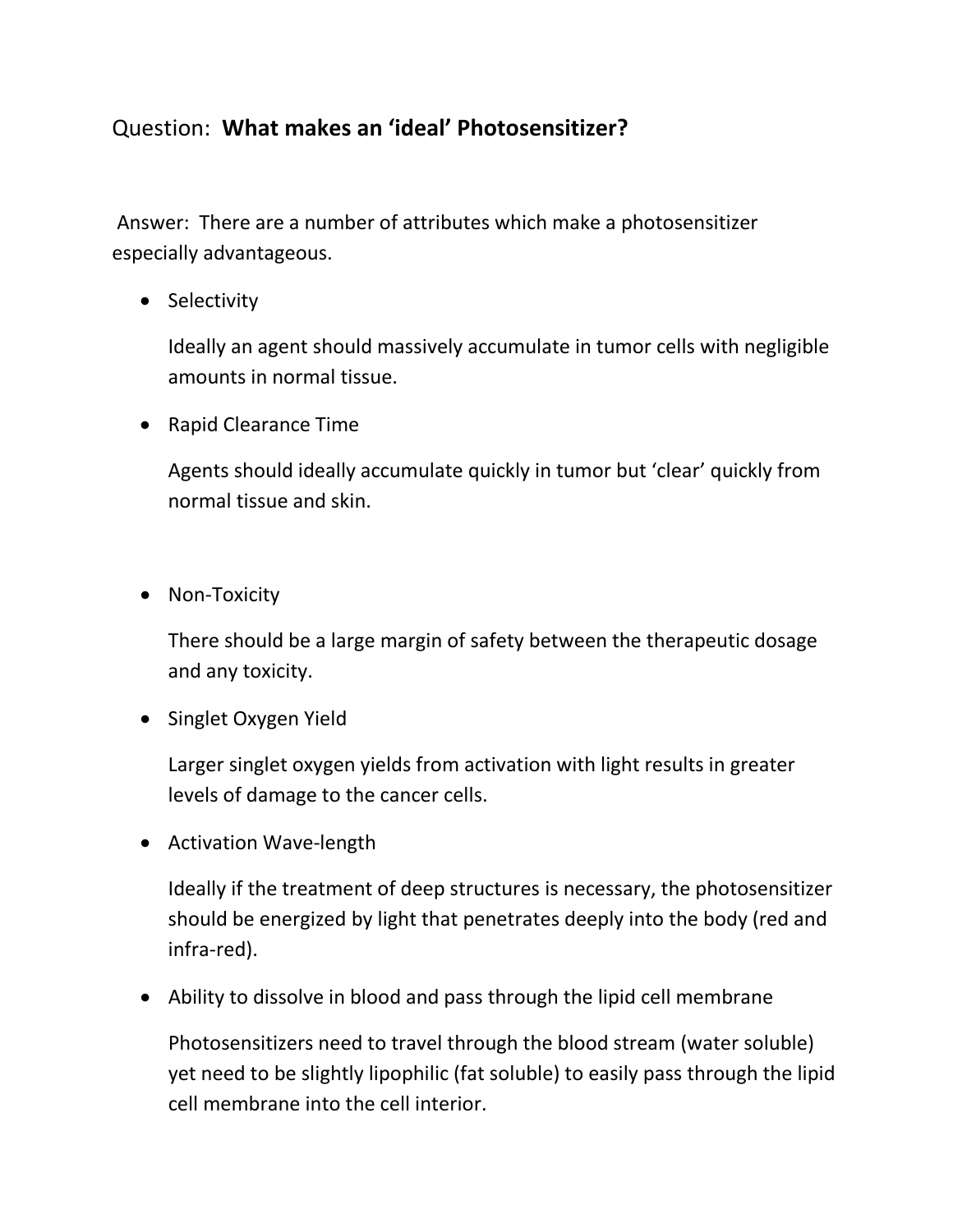Question: **What makes an 'ideal' Photosensitizer?**

Answer: There are a number of attributes which make a photosensitizer especially advantageous.

- Selectivity

  Ideally an agent should massively accumulate in tumor cells with negligible amounts in normal tissue.

- Rapid Clearance Time

  Agents should ideally accumulate quickly in tumor but 'clear' quickly from normal tissue and skin.

- Non-Toxicity

  There should be a large margin of safety between the therapeutic dosage and any toxicity.

- Singlet Oxygen Yield

  Larger singlet oxygen yields from activation with light results in greater levels of damage to the cancer cells.

- Activation Wave-length

  Ideally if the treatment of deep structures is necessary, the photosensitizer should be energized by light that penetrates deeply into the body (red and infra-red).

- Ability to dissolve in blood and pass through the lipid cell membrane

  Photosensitizers need to travel through the blood stream (water soluble) yet need to be slightly lipophilic (fat soluble) to easily pass through the lipid cell membrane into the cell interior.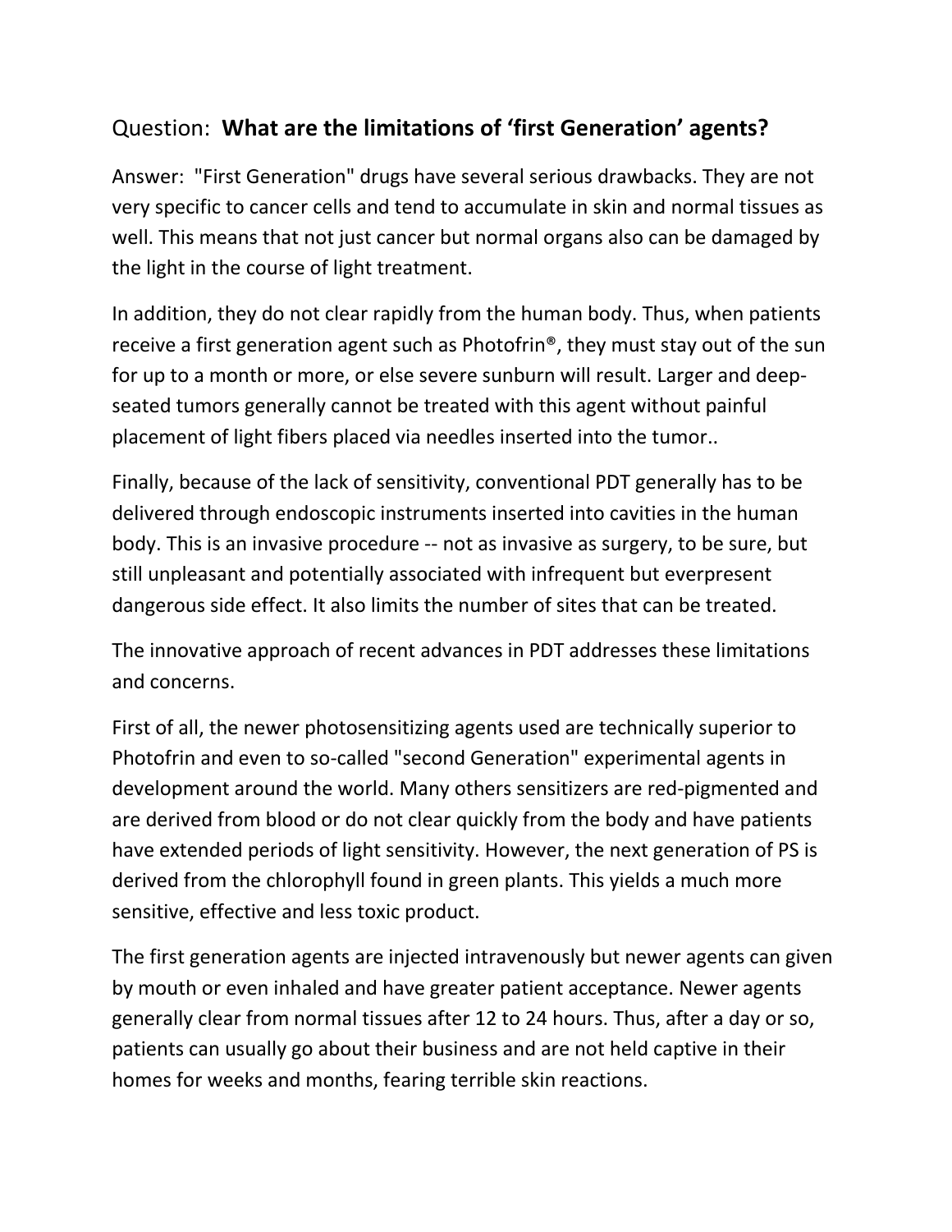Question: **What are the limitations of 'first Generation' agents?**

Answer: "First Generation" drugs have several serious drawbacks. They are not very specific to cancer cells and tend to accumulate in skin and normal tissues as well. This means that not just cancer but normal organs also can be damaged by the light in the course of light treatment.

In addition, they do not clear rapidly from the human body. Thus, when patients receive a first generation agent such as Photofrin®, they must stay out of the sun for up to a month or more, or else severe sunburn will result. Larger and deep-seated tumors generally cannot be treated with this agent without painful placement of light fibers placed via needles inserted into the tumor..

Finally, because of the lack of sensitivity, conventional PDT generally has to be delivered through endoscopic instruments inserted into cavities in the human body. This is an invasive procedure -- not as invasive as surgery, to be sure, but still unpleasant and potentially associated with infrequent but everpresent dangerous side effect. It also limits the number of sites that can be treated.

The innovative approach of recent advances in PDT addresses these limitations and concerns.

First of all, the newer photosensitizing agents used are technically superior to Photofrin and even to so-called "second Generation" experimental agents in development around the world. Many others sensitizers are red-pigmented and are derived from blood or do not clear quickly from the body and have patients have extended periods of light sensitivity. However, the next generation of PS is derived from the chlorophyll found in green plants. This yields a much more sensitive, effective and less toxic product.

The first generation agents are injected intravenously but newer agents can given by mouth or even inhaled and have greater patient acceptance. Newer agents generally clear from normal tissues after 12 to 24 hours. Thus, after a day or so, patients can usually go about their business and are not held captive in their homes for weeks and months, fearing terrible skin reactions.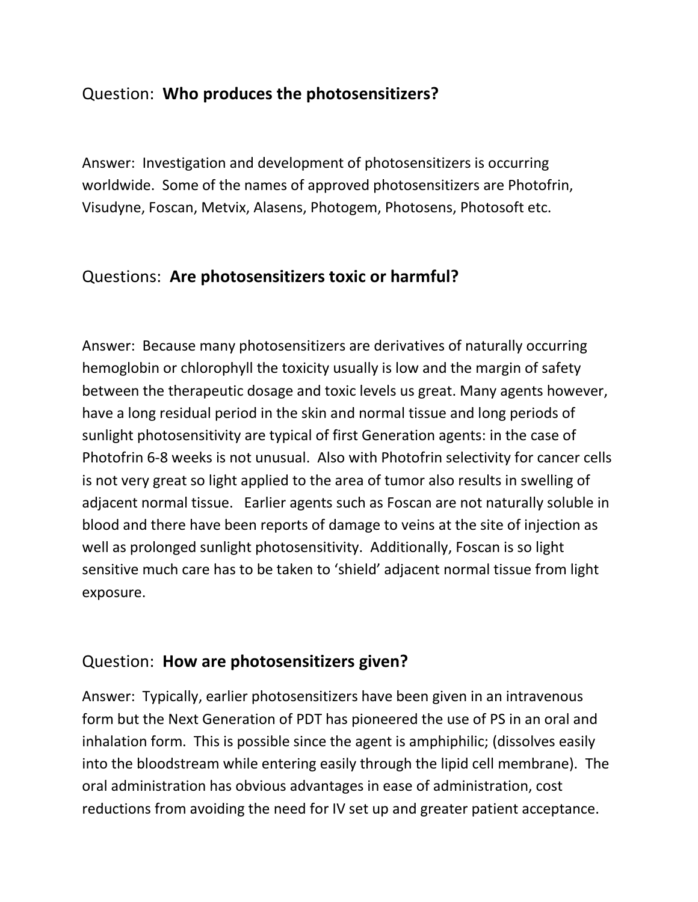Question: **Who produces the photosensitizers?**

Answer: Investigation and development of photosensitizers is occurring worldwide. Some of the names of approved photosensitizers are Photofrin, Visudyne, Foscan, Metvix, Alasens, Photogem, Photosens, Photosoft etc.

Questions: **Are photosensitizers toxic or harmful?**

Answer: Because many photosensitizers are derivatives of naturally occurring hemoglobin or chlorophyll the toxicity usually is low and the margin of safety between the therapeutic dosage and toxic levels us great. Many agents however, have a long residual period in the skin and normal tissue and long periods of sunlight photosensitivity are typical of first Generation agents: in the case of Photofrin 6-8 weeks is not unusual. Also with Photofrin selectivity for cancer cells is not very great so light applied to the area of tumor also results in swelling of adjacent normal tissue. Earlier agents such as Foscan are not naturally soluble in blood and there have been reports of damage to veins at the site of injection as well as prolonged sunlight photosensitivity. Additionally, Foscan is so light sensitive much care has to be taken to 'shield' adjacent normal tissue from light exposure.

Question: **How are photosensitizers given?**

Answer: Typically, earlier photosensitizers have been given in an intravenous form but the Next Generation of PDT has pioneered the use of PS in an oral and inhalation form. This is possible since the agent is amphiphilic; (dissolves easily into the bloodstream while entering easily through the lipid cell membrane). The oral administration has obvious advantages in ease of administration, cost reductions from avoiding the need for IV set up and greater patient acceptance.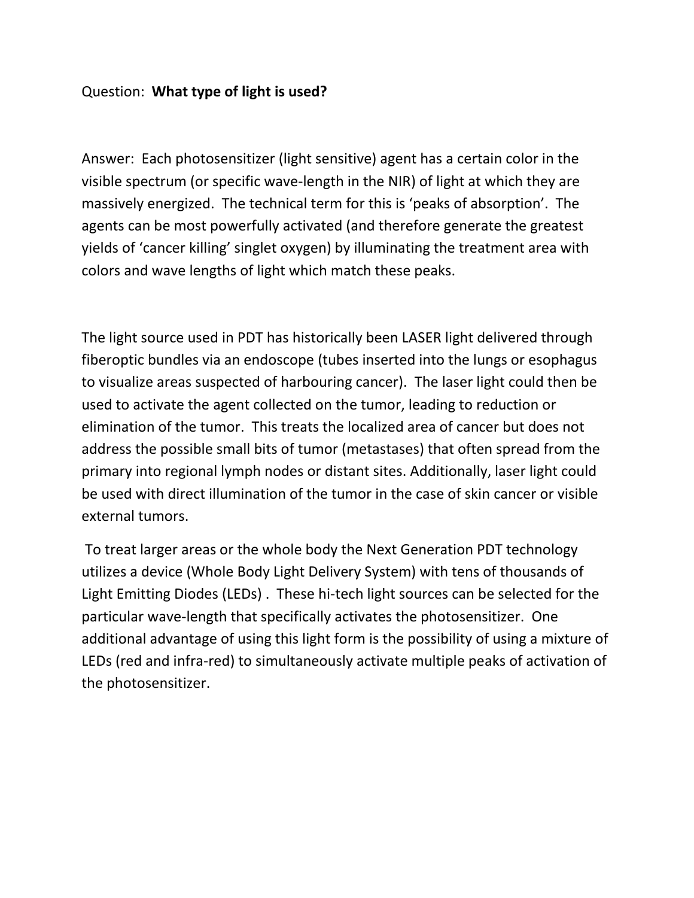Question: **What type of light is used?**

Answer: Each photosensitizer (light sensitive) agent has a certain color in the visible spectrum (or specific wave-length in the NIR) of light at which they are massively energized. The technical term for this is 'peaks of absorption'. The agents can be most powerfully activated (and therefore generate the greatest yields of 'cancer killing' singlet oxygen) by illuminating the treatment area with colors and wave lengths of light which match these peaks.

The light source used in PDT has historically been LASER light delivered through fiberoptic bundles via an endoscope (tubes inserted into the lungs or esophagus to visualize areas suspected of harbouring cancer). The laser light could then be used to activate the agent collected on the tumor, leading to reduction or elimination of the tumor. This treats the localized area of cancer but does not address the possible small bits of tumor (metastases) that often spread from the primary into regional lymph nodes or distant sites. Additionally, laser light could be used with direct illumination of the tumor in the case of skin cancer or visible external tumors.

To treat larger areas or the whole body the Next Generation PDT technology utilizes a device (Whole Body Light Delivery System) with tens of thousands of Light Emitting Diodes (LEDs) . These hi-tech light sources can be selected for the particular wave-length that specifically activates the photosensitizer. One additional advantage of using this light form is the possibility of using a mixture of LEDs (red and infra-red) to simultaneously activate multiple peaks of activation of the photosensitizer.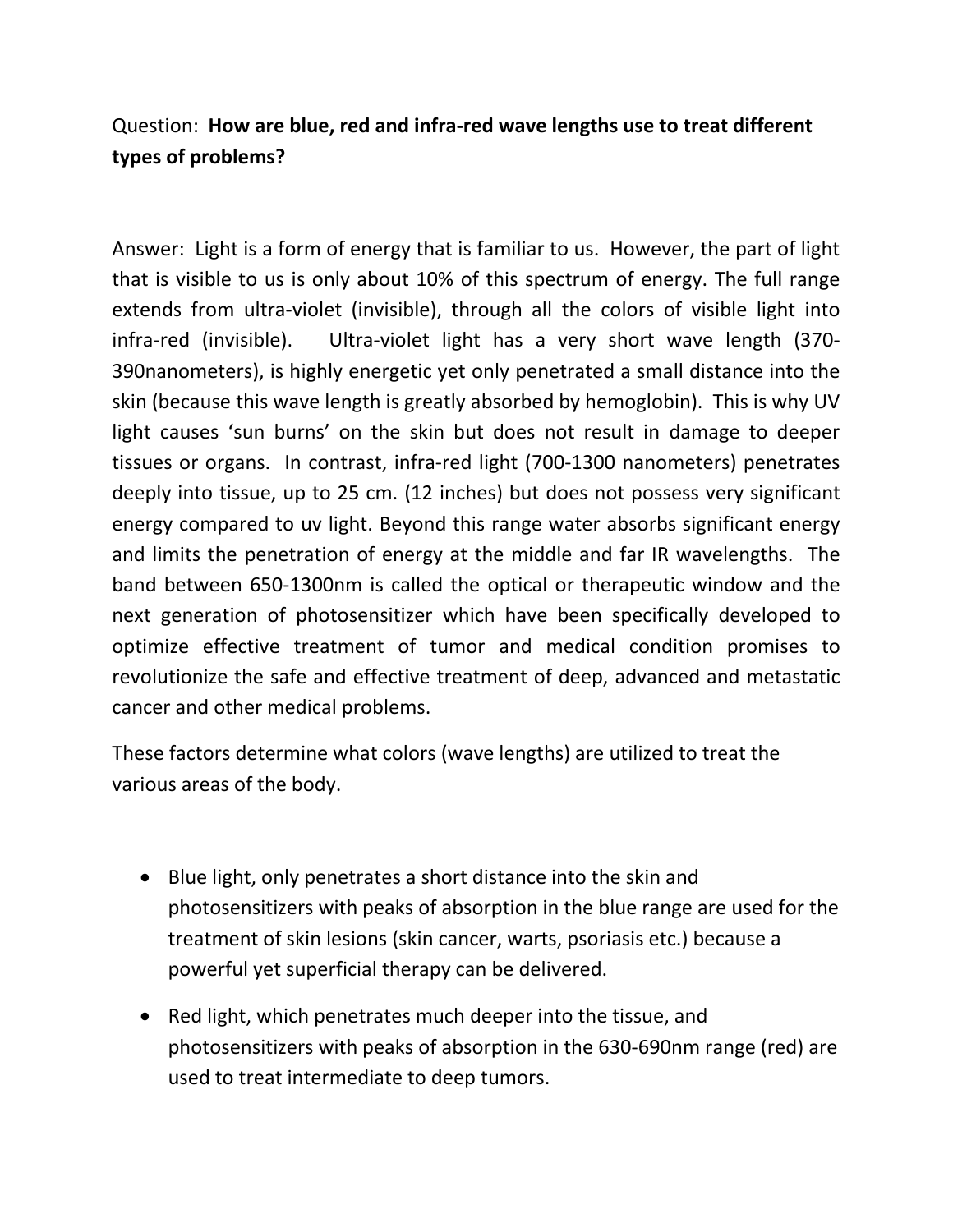Question: **How are blue, red and infra-red wave lengths use to treat different types of problems?**

Answer: Light is a form of energy that is familiar to us. However, the part of light that is visible to us is only about 10% of this spectrum of energy. The full range extends from ultra-violet (invisible), through all the colors of visible light into infra-red (invisible). Ultra-violet light has a very short wave length (370-390nanometers), is highly energetic yet only penetrated a small distance into the skin (because this wave length is greatly absorbed by hemoglobin). This is why UV light causes 'sun burns' on the skin but does not result in damage to deeper tissues or organs. In contrast, infra-red light (700-1300 nanometers) penetrates deeply into tissue, up to 25 cm. (12 inches) but does not possess very significant energy compared to uv light. Beyond this range water absorbs significant energy and limits the penetration of energy at the middle and far IR wavelengths. The band between 650-1300nm is called the optical or therapeutic window and the next generation of photosensitizer which have been specifically developed to optimize effective treatment of tumor and medical condition promises to revolutionize the safe and effective treatment of deep, advanced and metastatic cancer and other medical problems.

These factors determine what colors (wave lengths) are utilized to treat the various areas of the body.

- Blue light, only penetrates a short distance into the skin and photosensitizers with peaks of absorption in the blue range are used for the treatment of skin lesions (skin cancer, warts, psoriasis etc.) because a powerful yet superficial therapy can be delivered.
- Red light, which penetrates much deeper into the tissue, and photosensitizers with peaks of absorption in the 630-690nm range (red) are used to treat intermediate to deep tumors.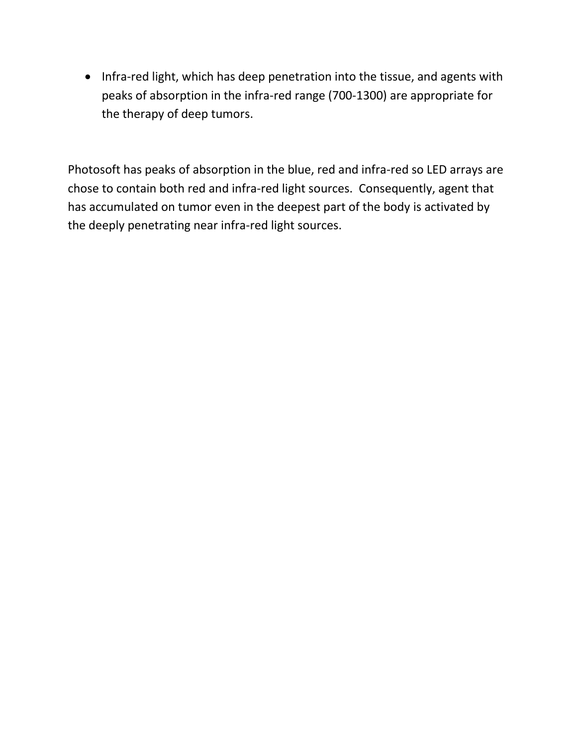- Infra-red light, which has deep penetration into the tissue, and agents with peaks of absorption in the infra-red range (700-1300) are appropriate for the therapy of deep tumors.

Photosoft has peaks of absorption in the blue, red and infra-red so LED arrays are chose to contain both red and infra-red light sources. Consequently, agent that has accumulated on tumor even in the deepest part of the body is activated by the deeply penetrating near infra-red light sources.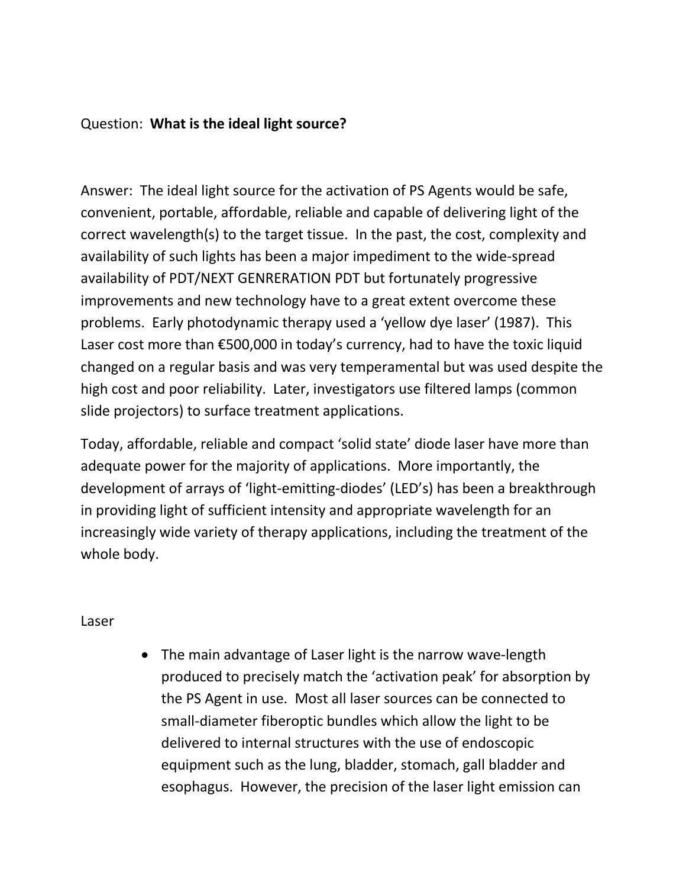Question: **What is the ideal light source?**

Answer: The ideal light source for the activation of PS Agents would be safe, convenient, portable, affordable, reliable and capable of delivering light of the correct wavelength(s) to the target tissue. In the past, the cost, complexity and availability of such lights has been a major impediment to the wide-spread availability of PDT/NEXT GENRERATION PDT but fortunately progressive improvements and new technology have to a great extent overcome these problems. Early photodynamic therapy used a 'yellow dye laser' (1987). This Laser cost more than €500,000 in today's currency, had to have the toxic liquid changed on a regular basis and was very temperamental but was used despite the high cost and poor reliability. Later, investigators use filtered lamps (common slide projectors) to surface treatment applications.

Today, affordable, reliable and compact 'solid state' diode laser have more than adequate power for the majority of applications. More importantly, the development of arrays of 'light-emitting-diodes' (LED's) has been a breakthrough in providing light of sufficient intensity and appropriate wavelength for an increasingly wide variety of therapy applications, including the treatment of the whole body.

Laser

- The main advantage of Laser light is the narrow wave-length produced to precisely match the 'activation peak' for absorption by the PS Agent in use. Most all laser sources can be connected to small-diameter fiberoptic bundles which allow the light to be delivered to internal structures with the use of endoscopic equipment such as the lung, bladder, stomach, gall bladder and esophagus. However, the precision of the laser light emission can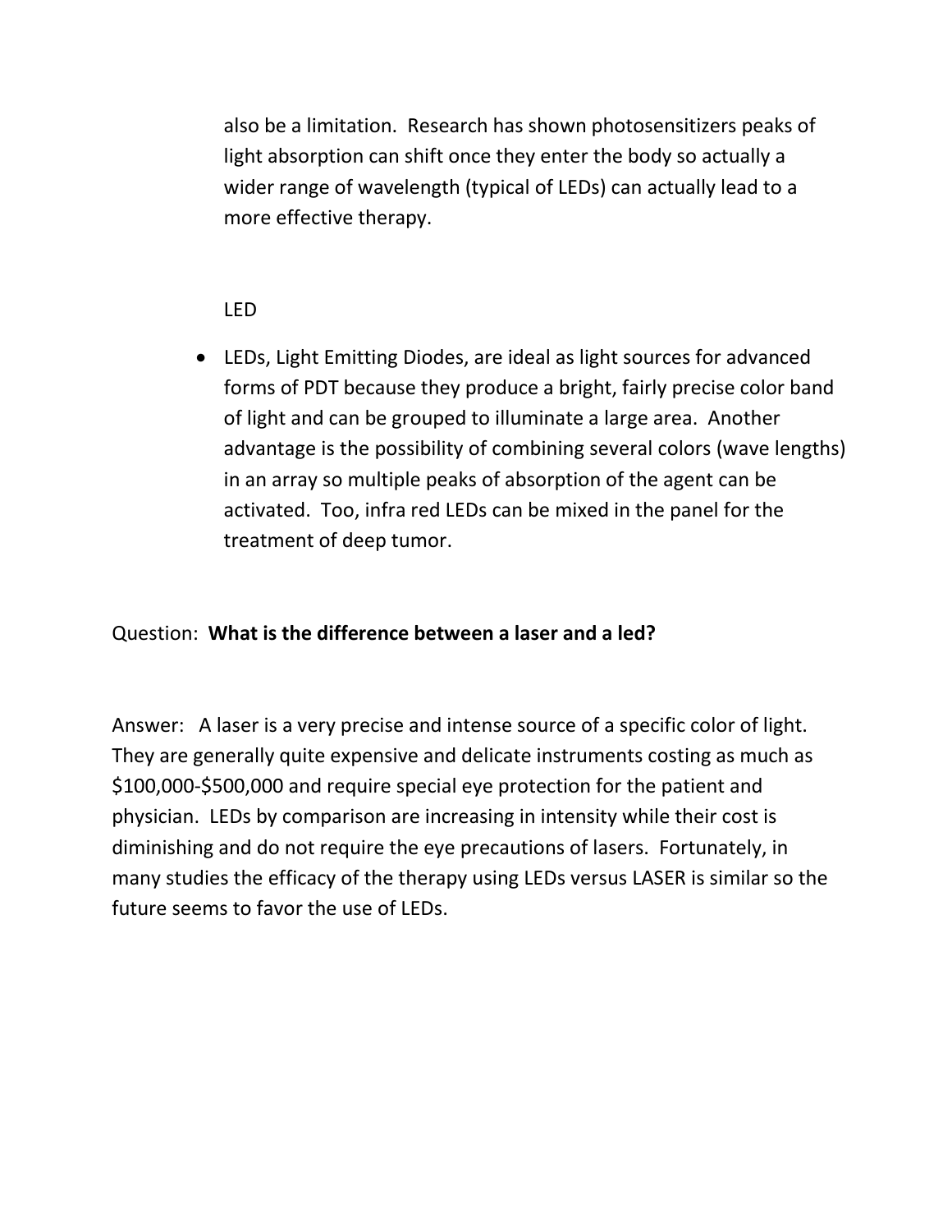also be a limitation. Research has shown photosensitizers peaks of light absorption can shift once they enter the body so actually a wider range of wavelength (typical of LEDs) can actually lead to a more effective therapy.

LED

- LEDs, Light Emitting Diodes, are ideal as light sources for advanced forms of PDT because they produce a bright, fairly precise color band of light and can be grouped to illuminate a large area. Another advantage is the possibility of combining several colors (wave lengths) in an array so multiple peaks of absorption of the agent can be activated. Too, infra red LEDs can be mixed in the panel for the treatment of deep tumor.

Question: **What is the difference between a laser and a led?**

Answer: A laser is a very precise and intense source of a specific color of light. They are generally quite expensive and delicate instruments costing as much as $100,000-$500,000 and require special eye protection for the patient and physician. LEDs by comparison are increasing in intensity while their cost is diminishing and do not require the eye precautions of lasers. Fortunately, in many studies the efficacy of the therapy using LEDs versus LASER is similar so the future seems to favor the use of LEDs.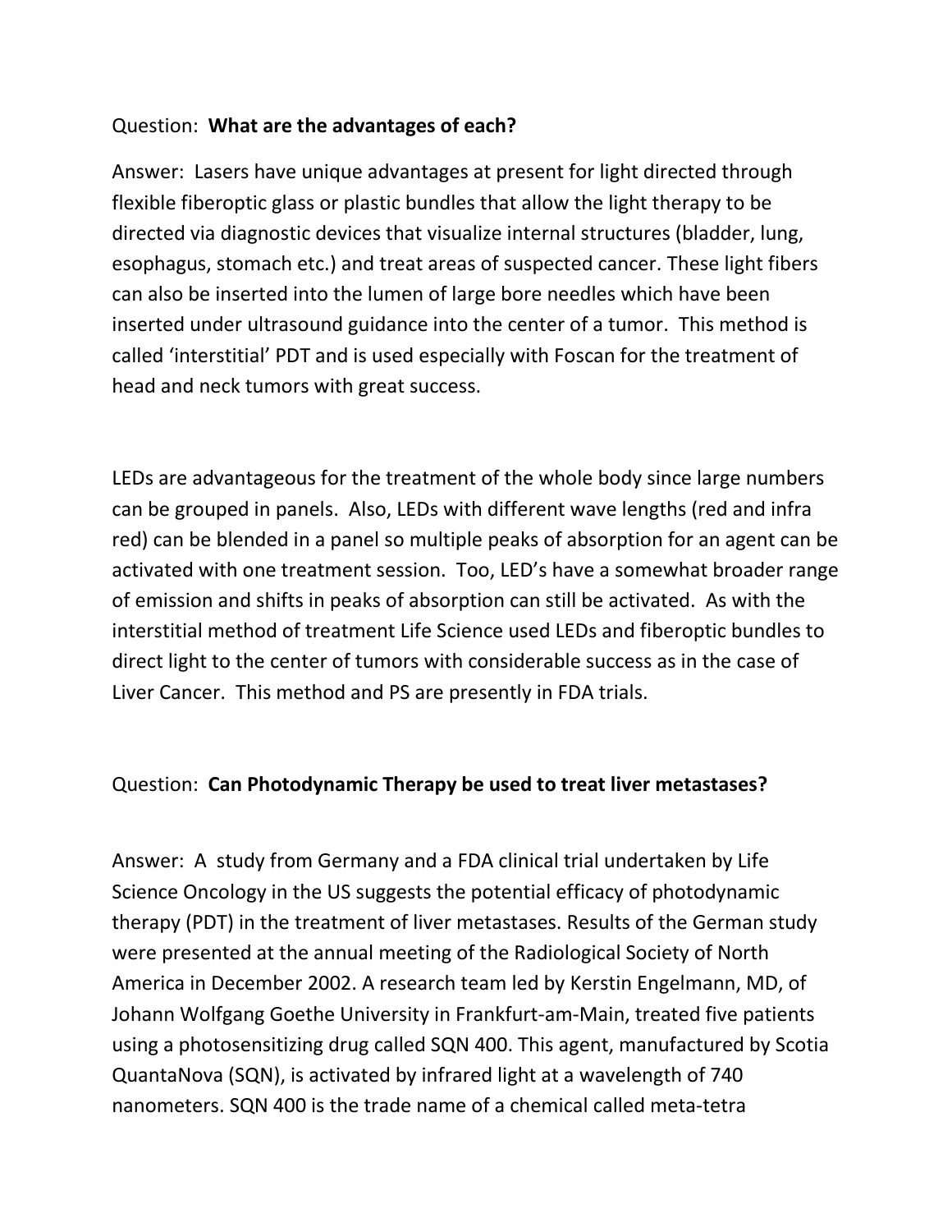Question: **What are the advantages of each?**

Answer: Lasers have unique advantages at present for light directed through flexible fiberoptic glass or plastic bundles that allow the light therapy to be directed via diagnostic devices that visualize internal structures (bladder, lung, esophagus, stomach etc.) and treat areas of suspected cancer. These light fibers can also be inserted into the lumen of large bore needles which have been inserted under ultrasound guidance into the center of a tumor. This method is called 'interstitial' PDT and is used especially with Foscan for the treatment of head and neck tumors with great success.

LEDs are advantageous for the treatment of the whole body since large numbers can be grouped in panels. Also, LEDs with different wave lengths (red and infra red) can be blended in a panel so multiple peaks of absorption for an agent can be activated with one treatment session. Too, LED's have a somewhat broader range of emission and shifts in peaks of absorption can still be activated. As with the interstitial method of treatment Life Science used LEDs and fiberoptic bundles to direct light to the center of tumors with considerable success as in the case of Liver Cancer. This method and PS are presently in FDA trials.

Question: **Can Photodynamic Therapy be used to treat liver metastases?**

Answer: A study from Germany and a FDA clinical trial undertaken by Life Science Oncology in the US suggests the potential efficacy of photodynamic therapy (PDT) in the treatment of liver metastases. Results of the German study were presented at the annual meeting of the Radiological Society of North America in December 2002. A research team led by Kerstin Engelmann, MD, of Johann Wolfgang Goethe University in Frankfurt-am-Main, treated five patients using a photosensitizing drug called SQN 400. This agent, manufactured by Scotia QuantaNova (SQN), is activated by infrared light at a wavelength of 740 nanometers. SQN 400 is the trade name of a chemical called meta-tetra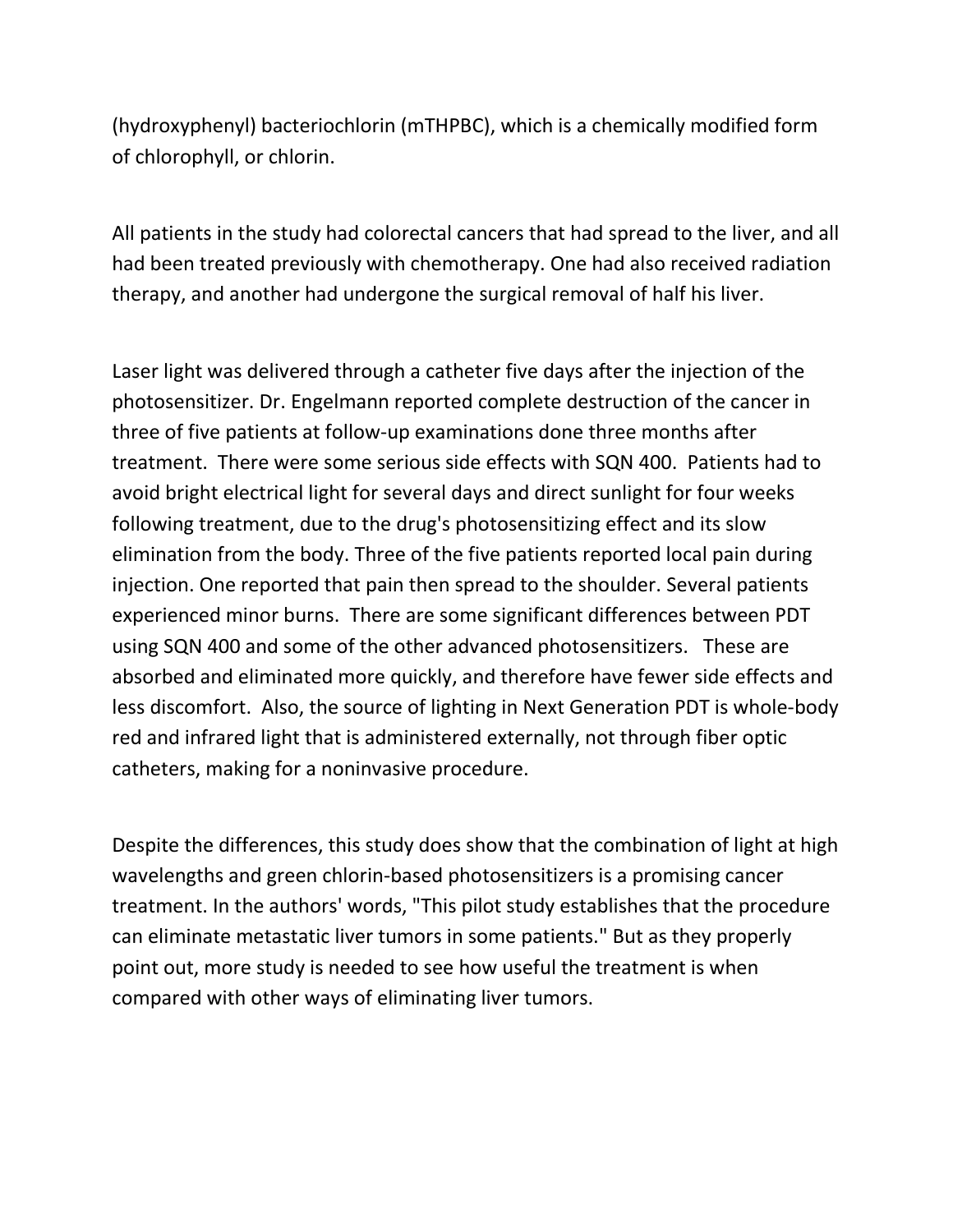(hydroxyphenyl) bacteriochlorin (mTHPBC), which is a chemically modified form of chlorophyll, or chlorin.

All patients in the study had colorectal cancers that had spread to the liver, and all had been treated previously with chemotherapy. One had also received radiation therapy, and another had undergone the surgical removal of half his liver.

Laser light was delivered through a catheter five days after the injection of the photosensitizer. Dr. Engelmann reported complete destruction of the cancer in three of five patients at follow-up examinations done three months after treatment. There were some serious side effects with SQN 400. Patients had to avoid bright electrical light for several days and direct sunlight for four weeks following treatment, due to the drug's photosensitizing effect and its slow elimination from the body. Three of the five patients reported local pain during injection. One reported that pain then spread to the shoulder. Several patients experienced minor burns. There are some significant differences between PDT using SQN 400 and some of the other advanced photosensitizers. These are absorbed and eliminated more quickly, and therefore have fewer side effects and less discomfort. Also, the source of lighting in Next Generation PDT is whole-body red and infrared light that is administered externally, not through fiber optic catheters, making for a noninvasive procedure.

Despite the differences, this study does show that the combination of light at high wavelengths and green chlorin-based photosensitizers is a promising cancer treatment. In the authors' words, "This pilot study establishes that the procedure can eliminate metastatic liver tumors in some patients." But as they properly point out, more study is needed to see how useful the treatment is when compared with other ways of eliminating liver tumors.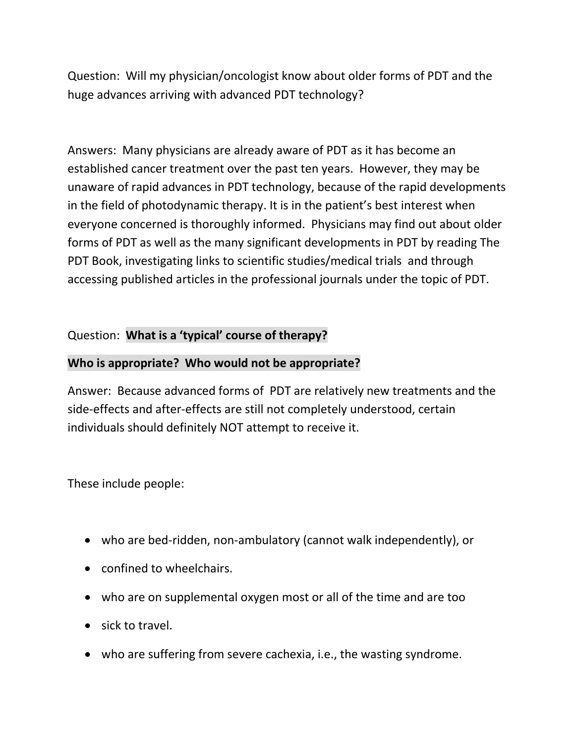Question: Will my physician/oncologist know about older forms of PDT and the huge advances arriving with advanced PDT technology?

Answers: Many physicians are already aware of PDT as it has become an established cancer treatment over the past ten years. However, they may be unaware of rapid advances in PDT technology, because of the rapid developments in the field of photodynamic therapy. It is in the patient's best interest when everyone concerned is thoroughly informed. Physicians may find out about older forms of PDT as well as the many significant developments in PDT by reading The PDT Book, investigating links to scientific studies/medical trials and through accessing published articles in the professional journals under the topic of PDT.

Question: **What is a 'typical' course of therapy?**

**Who is appropriate? Who would not be appropriate?**

Answer: Because advanced forms of PDT are relatively new treatments and the side-effects and after-effects are still not completely understood, certain individuals should definitely NOT attempt to receive it.

These include people:

- who are bed-ridden, non-ambulatory (cannot walk independently), or
- confined to wheelchairs.
- who are on supplemental oxygen most or all of the time and are too
- sick to travel.
- who are suffering from severe cachexia, i.e., the wasting syndrome.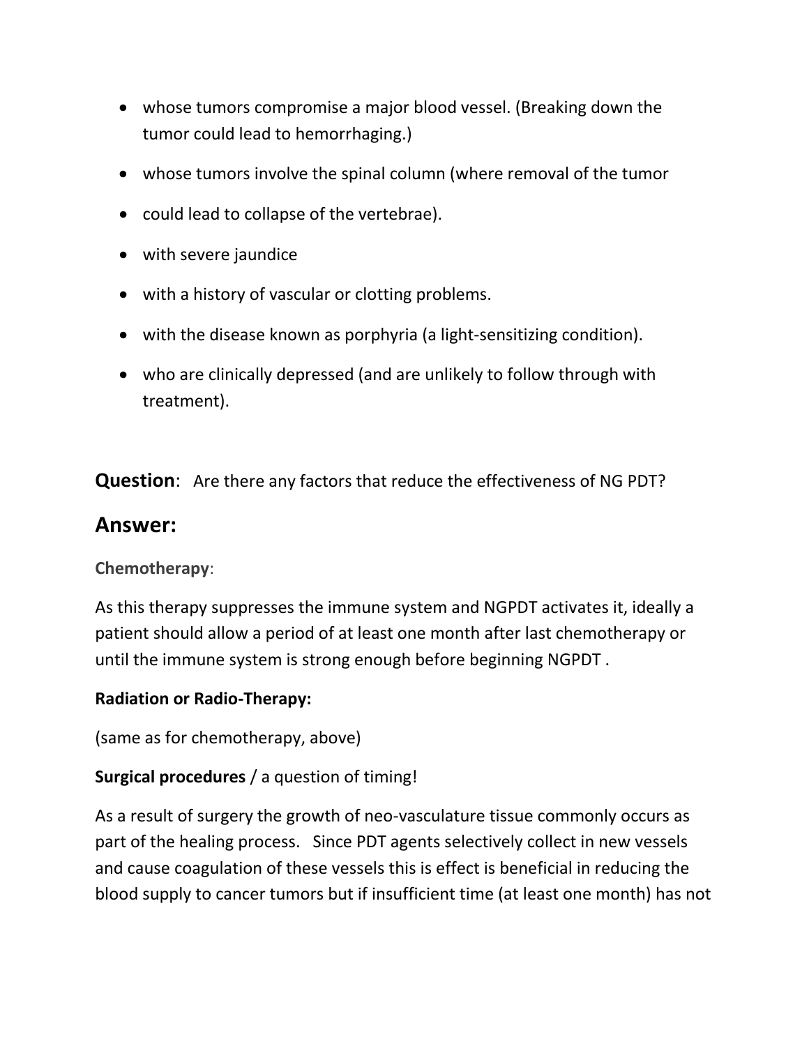- whose tumors compromise a major blood vessel. (Breaking down the tumor could lead to hemorrhaging.)
- whose tumors involve the spinal column (where removal of the tumor
- could lead to collapse of the vertebrae).
- with severe jaundice
- with a history of vascular or clotting problems.
- with the disease known as porphyria (a light-sensitizing condition).
- who are clinically depressed (and are unlikely to follow through with treatment).

**Question**: Are there any factors that reduce the effectiveness of NG PDT?

## Answer:

**Chemotherapy**:

As this therapy suppresses the immune system and NGPDT activates it, ideally a patient should allow a period of at least one month after last chemotherapy or until the immune system is strong enough before beginning NGPDT .

**Radiation or Radio-Therapy:**

(same as for chemotherapy, above)

**Surgical procedures** / a question of timing!

As a result of surgery the growth of neo-vasculature tissue commonly occurs as part of the healing process. Since PDT agents selectively collect in new vessels and cause coagulation of these vessels this is effect is beneficial in reducing the blood supply to cancer tumors but if insufficient time (at least one month) has not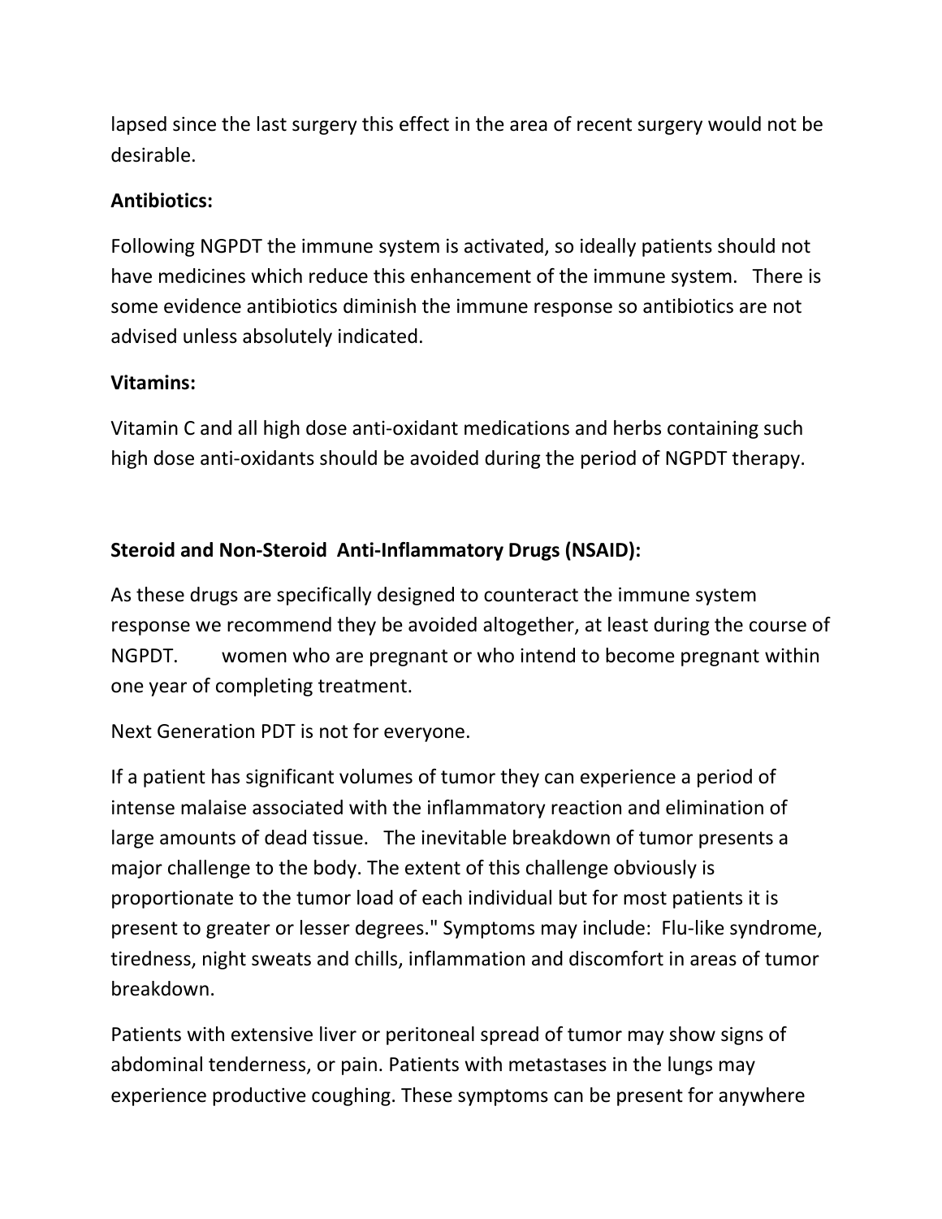lapsed since the last surgery this effect in the area of recent surgery would not be desirable.

**Antibiotics:**

Following NGPDT the immune system is activated, so ideally patients should not have medicines which reduce this enhancement of the immune system. There is some evidence antibiotics diminish the immune response so antibiotics are not advised unless absolutely indicated.

**Vitamins:**

Vitamin C and all high dose anti-oxidant medications and herbs containing such high dose anti-oxidants should be avoided during the period of NGPDT therapy.

**Steroid and Non-Steroid Anti-Inflammatory Drugs (NSAID):**

As these drugs are specifically designed to counteract the immune system response we recommend they be avoided altogether, at least during the course of NGPDT. women who are pregnant or who intend to become pregnant within one year of completing treatment.

Next Generation PDT is not for everyone.

If a patient has significant volumes of tumor they can experience a period of intense malaise associated with the inflammatory reaction and elimination of large amounts of dead tissue. The inevitable breakdown of tumor presents a major challenge to the body. The extent of this challenge obviously is proportionate to the tumor load of each individual but for most patients it is present to greater or lesser degrees." Symptoms may include: Flu-like syndrome, tiredness, night sweats and chills, inflammation and discomfort in areas of tumor breakdown.

Patients with extensive liver or peritoneal spread of tumor may show signs of abdominal tenderness, or pain. Patients with metastases in the lungs may experience productive coughing. These symptoms can be present for anywhere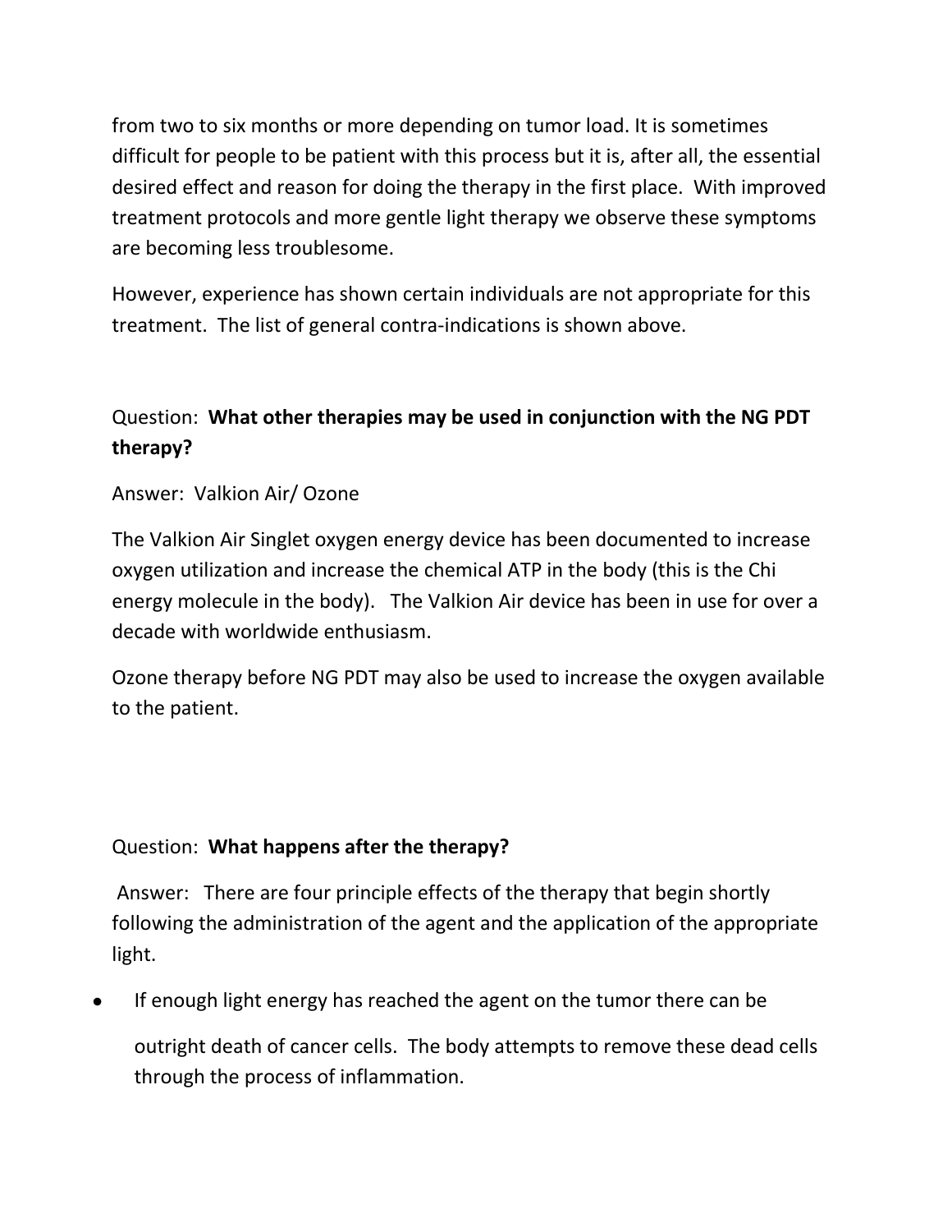from two to six months or more depending on tumor load. It is sometimes difficult for people to be patient with this process but it is, after all, the essential desired effect and reason for doing the therapy in the first place. With improved treatment protocols and more gentle light therapy we observe these symptoms are becoming less troublesome.

However, experience has shown certain individuals are not appropriate for this treatment. The list of general contra-indications is shown above.

Question: **What other therapies may be used in conjunction with the NG PDT therapy?**

Answer: Valkion Air/ Ozone

The Valkion Air Singlet oxygen energy device has been documented to increase oxygen utilization and increase the chemical ATP in the body (this is the Chi energy molecule in the body). The Valkion Air device has been in use for over a decade with worldwide enthusiasm.

Ozone therapy before NG PDT may also be used to increase the oxygen available to the patient.

Question: **What happens after the therapy?**

Answer: There are four principle effects of the therapy that begin shortly following the administration of the agent and the application of the appropriate light.

- If enough light energy has reached the agent on the tumor there can be outright death of cancer cells. The body attempts to remove these dead cells through the process of inflammation.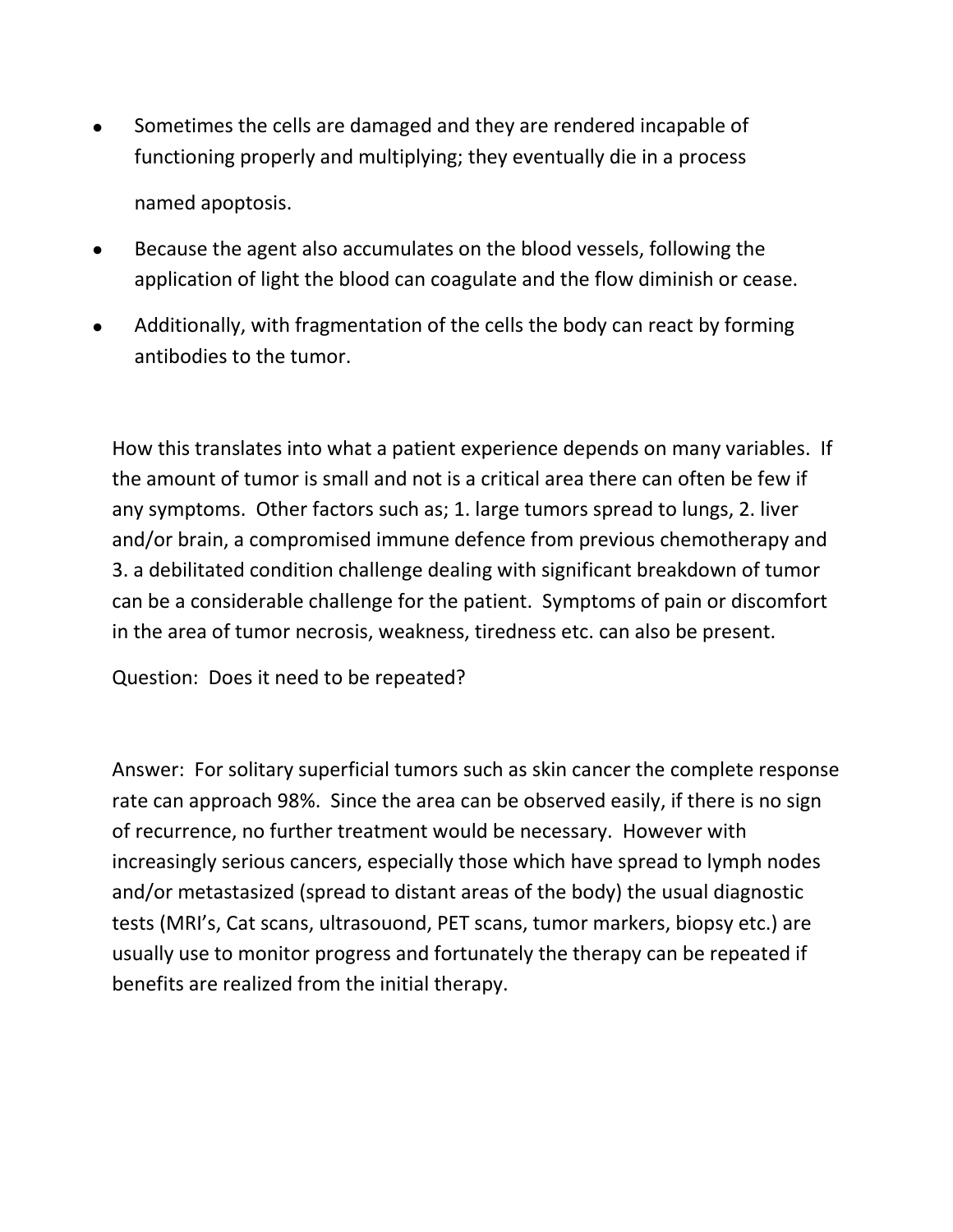- Sometimes the cells are damaged and they are rendered incapable of functioning properly and multiplying; they eventually die in a process named apoptosis.
- Because the agent also accumulates on the blood vessels, following the application of light the blood can coagulate and the flow diminish or cease.
- Additionally, with fragmentation of the cells the body can react by forming antibodies to the tumor.

How this translates into what a patient experience depends on many variables. If the amount of tumor is small and not is a critical area there can often be few if any symptoms. Other factors such as; 1. large tumors spread to lungs, 2. liver and/or brain, a compromised immune defence from previous chemotherapy and 3. a debilitated condition challenge dealing with significant breakdown of tumor can be a considerable challenge for the patient. Symptoms of pain or discomfort in the area of tumor necrosis, weakness, tiredness etc. can also be present.

Question: Does it need to be repeated?

Answer: For solitary superficial tumors such as skin cancer the complete response rate can approach 98%. Since the area can be observed easily, if there is no sign of recurrence, no further treatment would be necessary. However with increasingly serious cancers, especially those which have spread to lymph nodes and/or metastasized (spread to distant areas of the body) the usual diagnostic tests (MRI's, Cat scans, ultrasouond, PET scans, tumor markers, biopsy etc.) are usually use to monitor progress and fortunately the therapy can be repeated if benefits are realized from the initial therapy.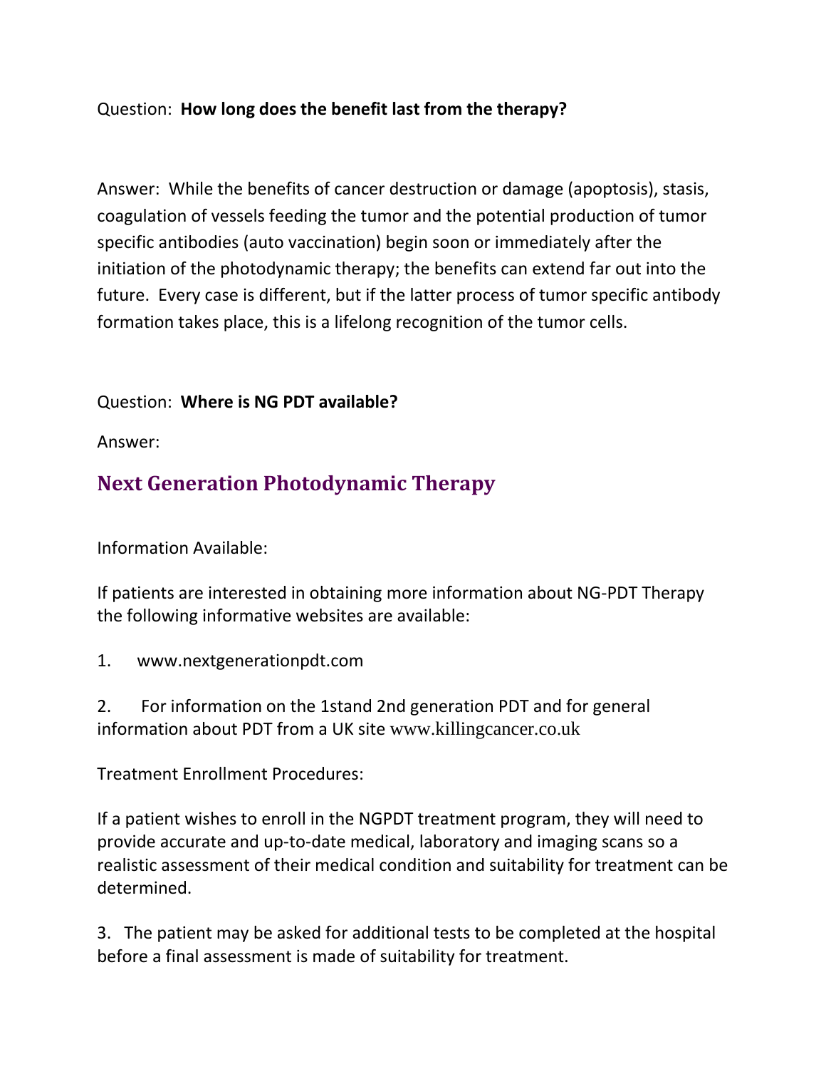Question: **How long does the benefit last from the therapy?**

Answer: While the benefits of cancer destruction or damage (apoptosis), stasis, coagulation of vessels feeding the tumor and the potential production of tumor specific antibodies (auto vaccination) begin soon or immediately after the initiation of the photodynamic therapy; the benefits can extend far out into the future. Every case is different, but if the latter process of tumor specific antibody formation takes place, this is a lifelong recognition of the tumor cells.

Question: **Where is NG PDT available?**

Answer:

## Next Generation Photodynamic Therapy

Information Available:

If patients are interested in obtaining more information about NG-PDT Therapy the following informative websites are available:

1. www.nextgenerationpdt.com

2. For information on the 1stand 2nd generation PDT and for general information about PDT from a UK site www.killingcancer.co.uk

Treatment Enrollment Procedures:

If a patient wishes to enroll in the NGPDT treatment program, they will need to provide accurate and up-to-date medical, laboratory and imaging scans so a realistic assessment of their medical condition and suitability for treatment can be determined.

3. The patient may be asked for additional tests to be completed at the hospital before a final assessment is made of suitability for treatment.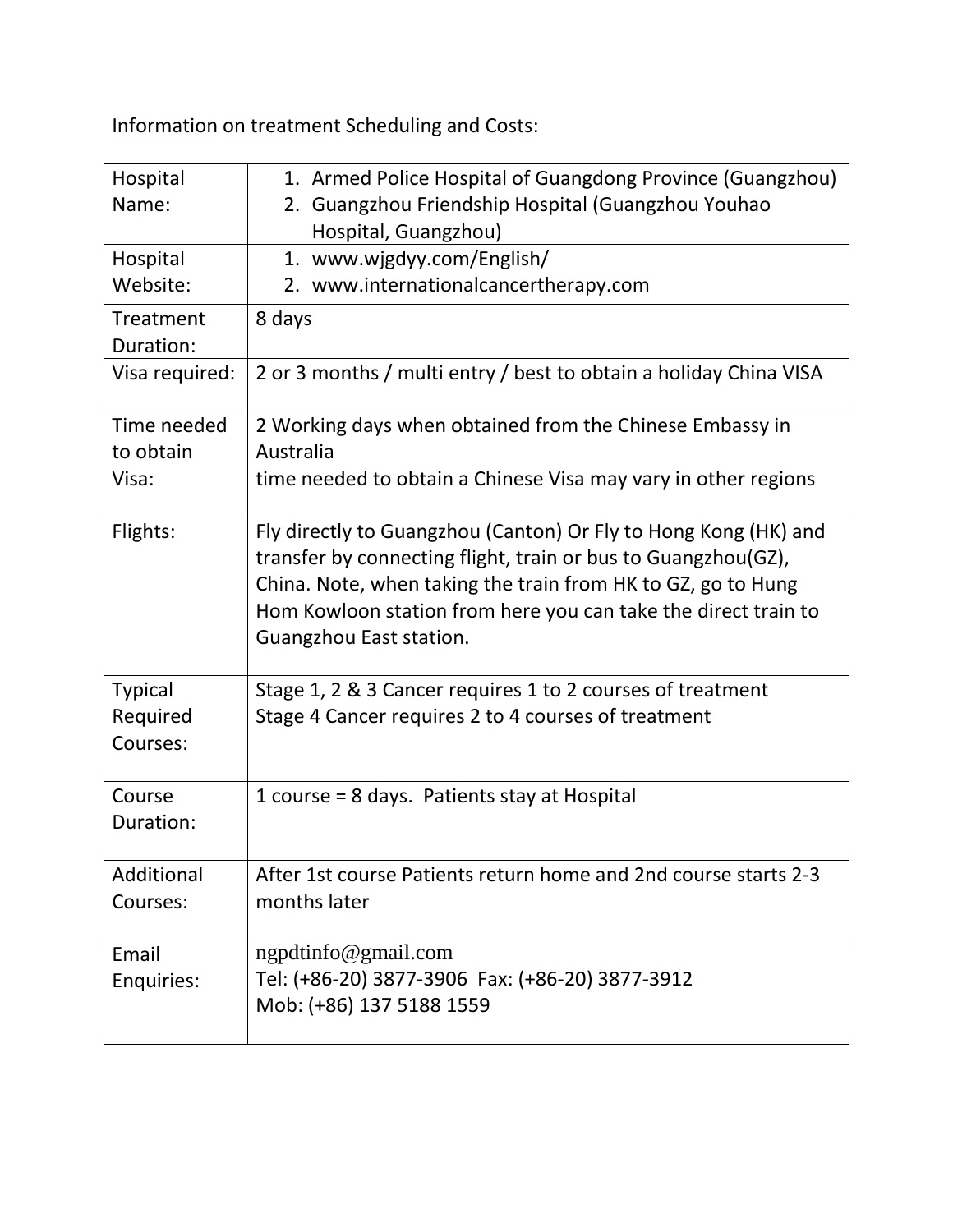Information on treatment Scheduling and Costs:

| | |
|---|---|
| Hospital Name: | 1. Armed Police Hospital of Guangdong Province (Guangzhou)<br>2. Guangzhou Friendship Hospital (Guangzhou Youhao Hospital, Guangzhou) |
| Hospital Website: | 1. www.wjgdyy.com/English/<br>2. www.internationalcancertherapy.com |
| Treatment Duration: | 8 days |
| Visa required: | 2 or 3 months / multi entry / best to obtain a holiday China VISA |
| Time needed to obtain Visa: | 2 Working days when obtained from the Chinese Embassy in Australia<br>time needed to obtain a Chinese Visa may vary in other regions |
| Flights: | Fly directly to Guangzhou (Canton) Or Fly to Hong Kong (HK) and transfer by connecting flight, train or bus to Guangzhou(GZ), China. Note, when taking the train from HK to GZ, go to Hung Hom Kowloon station from here you can take the direct train to Guangzhou East station. |
| Typical Required Courses: | Stage 1, 2 & 3 Cancer requires 1 to 2 courses of treatment<br>Stage 4 Cancer requires 2 to 4 courses of treatment |
| Course Duration: | 1 course = 8 days. Patients stay at Hospital |
| Additional Courses: | After 1st course Patients return home and 2nd course starts 2-3 months later |
| Email Enquiries: | ngpdtinfo@gmail.com<br>Tel: (+86-20) 3877-3906 Fax: (+86-20) 3877-3912<br>Mob: (+86) 137 5188 1559 |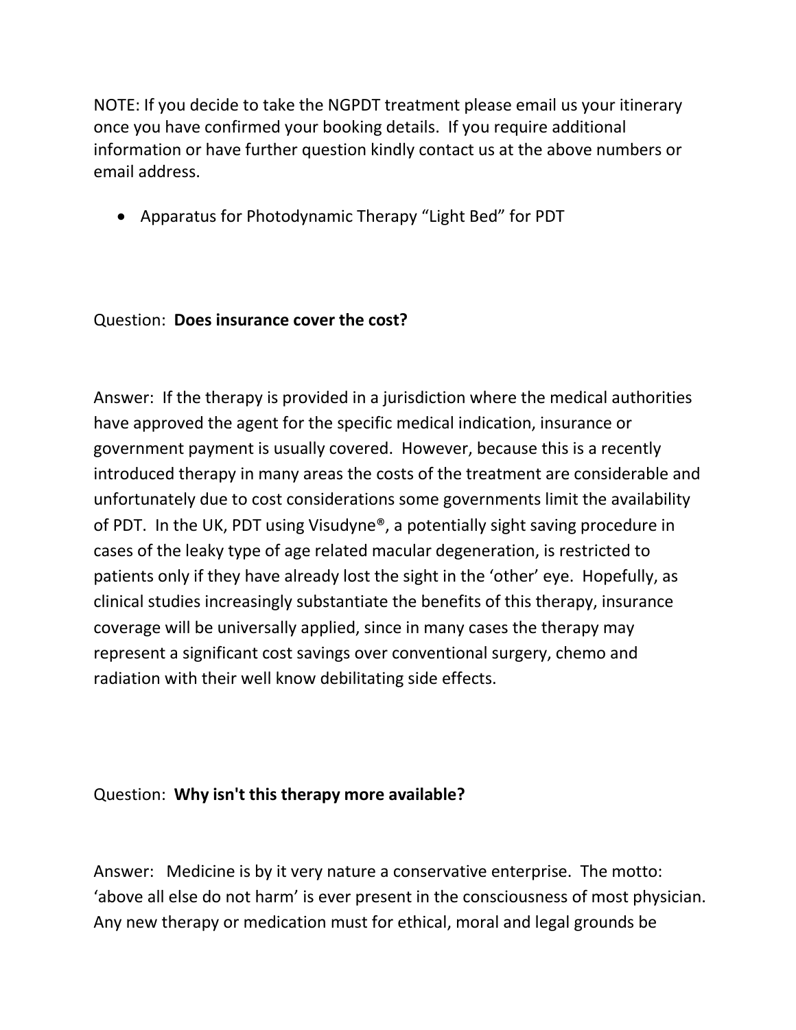NOTE: If you decide to take the NGPDT treatment please email us your itinerary once you have confirmed your booking details. If you require additional information or have further question kindly contact us at the above numbers or email address.

- Apparatus for Photodynamic Therapy "Light Bed" for PDT

Question: **Does insurance cover the cost?**

Answer: If the therapy is provided in a jurisdiction where the medical authorities have approved the agent for the specific medical indication, insurance or government payment is usually covered. However, because this is a recently introduced therapy in many areas the costs of the treatment are considerable and unfortunately due to cost considerations some governments limit the availability of PDT. In the UK, PDT using Visudyne®, a potentially sight saving procedure in cases of the leaky type of age related macular degeneration, is restricted to patients only if they have already lost the sight in the 'other' eye. Hopefully, as clinical studies increasingly substantiate the benefits of this therapy, insurance coverage will be universally applied, since in many cases the therapy may represent a significant cost savings over conventional surgery, chemo and radiation with their well know debilitating side effects.

Question: **Why isn't this therapy more available?**

Answer: Medicine is by it very nature a conservative enterprise. The motto: 'above all else do not harm' is ever present in the consciousness of most physician. Any new therapy or medication must for ethical, moral and legal grounds be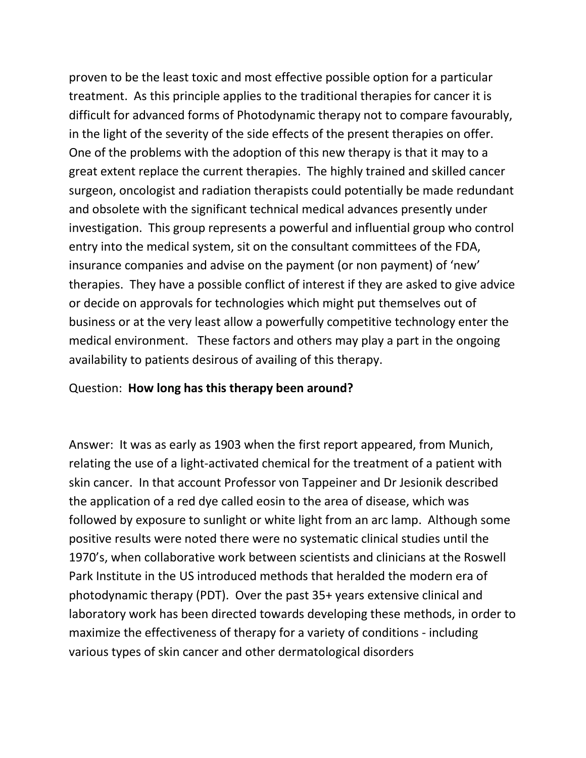proven to be the least toxic and most effective possible option for a particular treatment. As this principle applies to the traditional therapies for cancer it is difficult for advanced forms of Photodynamic therapy not to compare favourably, in the light of the severity of the side effects of the present therapies on offer. One of the problems with the adoption of this new therapy is that it may to a great extent replace the current therapies. The highly trained and skilled cancer surgeon, oncologist and radiation therapists could potentially be made redundant and obsolete with the significant technical medical advances presently under investigation. This group represents a powerful and influential group who control entry into the medical system, sit on the consultant committees of the FDA, insurance companies and advise on the payment (or non payment) of 'new' therapies. They have a possible conflict of interest if they are asked to give advice or decide on approvals for technologies which might put themselves out of business or at the very least allow a powerfully competitive technology enter the medical environment. These factors and others may play a part in the ongoing availability to patients desirous of availing of this therapy.

Question: **How long has this therapy been around?**

Answer: It was as early as 1903 when the first report appeared, from Munich, relating the use of a light-activated chemical for the treatment of a patient with skin cancer. In that account Professor von Tappeiner and Dr Jesionik described the application of a red dye called eosin to the area of disease, which was followed by exposure to sunlight or white light from an arc lamp. Although some positive results were noted there were no systematic clinical studies until the 1970's, when collaborative work between scientists and clinicians at the Roswell Park Institute in the US introduced methods that heralded the modern era of photodynamic therapy (PDT). Over the past 35+ years extensive clinical and laboratory work has been directed towards developing these methods, in order to maximize the effectiveness of therapy for a variety of conditions - including various types of skin cancer and other dermatological disorders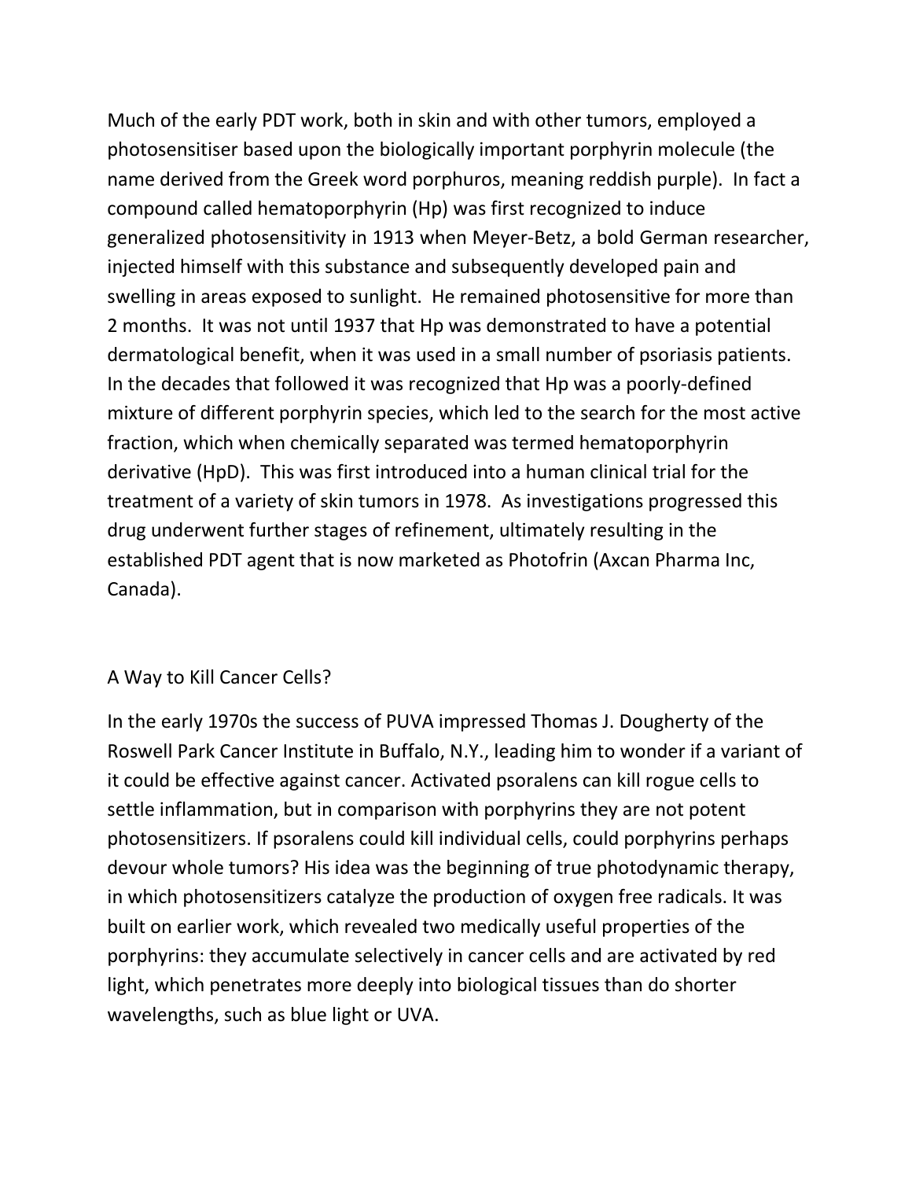Much of the early PDT work, both in skin and with other tumors, employed a photosensitiser based upon the biologically important porphyrin molecule (the name derived from the Greek word porphuros, meaning reddish purple). In fact a compound called hematoporphyrin (Hp) was first recognized to induce generalized photosensitivity in 1913 when Meyer-Betz, a bold German researcher, injected himself with this substance and subsequently developed pain and swelling in areas exposed to sunlight. He remained photosensitive for more than 2 months. It was not until 1937 that Hp was demonstrated to have a potential dermatological benefit, when it was used in a small number of psoriasis patients. In the decades that followed it was recognized that Hp was a poorly-defined mixture of different porphyrin species, which led to the search for the most active fraction, which when chemically separated was termed hematoporphyrin derivative (HpD). This was first introduced into a human clinical trial for the treatment of a variety of skin tumors in 1978. As investigations progressed this drug underwent further stages of refinement, ultimately resulting in the established PDT agent that is now marketed as Photofrin (Axcan Pharma Inc, Canada).

## A Way to Kill Cancer Cells?

In the early 1970s the success of PUVA impressed Thomas J. Dougherty of the Roswell Park Cancer Institute in Buffalo, N.Y., leading him to wonder if a variant of it could be effective against cancer. Activated psoralens can kill rogue cells to settle inflammation, but in comparison with porphyrins they are not potent photosensitizers. If psoralens could kill individual cells, could porphyrins perhaps devour whole tumors? His idea was the beginning of true photodynamic therapy, in which photosensitizers catalyze the production of oxygen free radicals. It was built on earlier work, which revealed two medically useful properties of the porphyrins: they accumulate selectively in cancer cells and are activated by red light, which penetrates more deeply into biological tissues than do shorter wavelengths, such as blue light or UVA.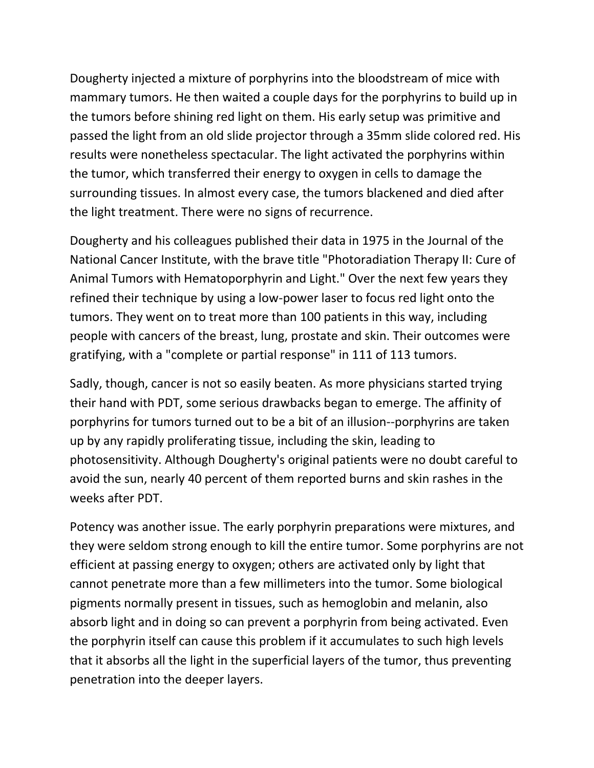Dougherty injected a mixture of porphyrins into the bloodstream of mice with mammary tumors. He then waited a couple days for the porphyrins to build up in the tumors before shining red light on them. His early setup was primitive and passed the light from an old slide projector through a 35mm slide colored red. His results were nonetheless spectacular. The light activated the porphyrins within the tumor, which transferred their energy to oxygen in cells to damage the surrounding tissues. In almost every case, the tumors blackened and died after the light treatment. There were no signs of recurrence.

Dougherty and his colleagues published their data in 1975 in the Journal of the National Cancer Institute, with the brave title "Photoradiation Therapy II: Cure of Animal Tumors with Hematoporphyrin and Light." Over the next few years they refined their technique by using a low-power laser to focus red light onto the tumors. They went on to treat more than 100 patients in this way, including people with cancers of the breast, lung, prostate and skin. Their outcomes were gratifying, with a "complete or partial response" in 111 of 113 tumors.

Sadly, though, cancer is not so easily beaten. As more physicians started trying their hand with PDT, some serious drawbacks began to emerge. The affinity of porphyrins for tumors turned out to be a bit of an illusion--porphyrins are taken up by any rapidly proliferating tissue, including the skin, leading to photosensitivity. Although Dougherty's original patients were no doubt careful to avoid the sun, nearly 40 percent of them reported burns and skin rashes in the weeks after PDT.

Potency was another issue. The early porphyrin preparations were mixtures, and they were seldom strong enough to kill the entire tumor. Some porphyrins are not efficient at passing energy to oxygen; others are activated only by light that cannot penetrate more than a few millimeters into the tumor. Some biological pigments normally present in tissues, such as hemoglobin and melanin, also absorb light and in doing so can prevent a porphyrin from being activated. Even the porphyrin itself can cause this problem if it accumulates to such high levels that it absorbs all the light in the superficial layers of the tumor, thus preventing penetration into the deeper layers.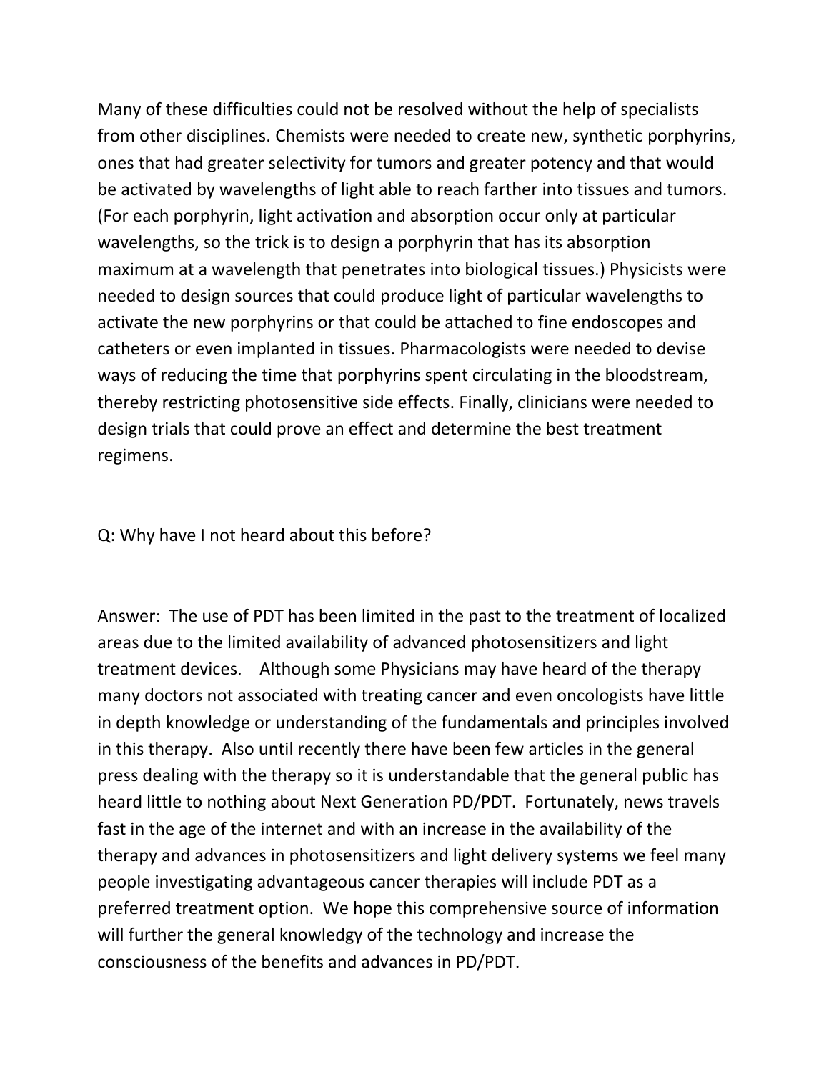Many of these difficulties could not be resolved without the help of specialists from other disciplines. Chemists were needed to create new, synthetic porphyrins, ones that had greater selectivity for tumors and greater potency and that would be activated by wavelengths of light able to reach farther into tissues and tumors. (For each porphyrin, light activation and absorption occur only at particular wavelengths, so the trick is to design a porphyrin that has its absorption maximum at a wavelength that penetrates into biological tissues.) Physicists were needed to design sources that could produce light of particular wavelengths to activate the new porphyrins or that could be attached to fine endoscopes and catheters or even implanted in tissues. Pharmacologists were needed to devise ways of reducing the time that porphyrins spent circulating in the bloodstream, thereby restricting photosensitive side effects. Finally, clinicians were needed to design trials that could prove an effect and determine the best treatment regimens.

Q: Why have I not heard about this before?

Answer: The use of PDT has been limited in the past to the treatment of localized areas due to the limited availability of advanced photosensitizers and light treatment devices. Although some Physicians may have heard of the therapy many doctors not associated with treating cancer and even oncologists have little in depth knowledge or understanding of the fundamentals and principles involved in this therapy. Also until recently there have been few articles in the general press dealing with the therapy so it is understandable that the general public has heard little to nothing about Next Generation PD/PDT. Fortunately, news travels fast in the age of the internet and with an increase in the availability of the therapy and advances in photosensitizers and light delivery systems we feel many people investigating advantageous cancer therapies will include PDT as a preferred treatment option. We hope this comprehensive source of information will further the general knowledgy of the technology and increase the consciousness of the benefits and advances in PD/PDT.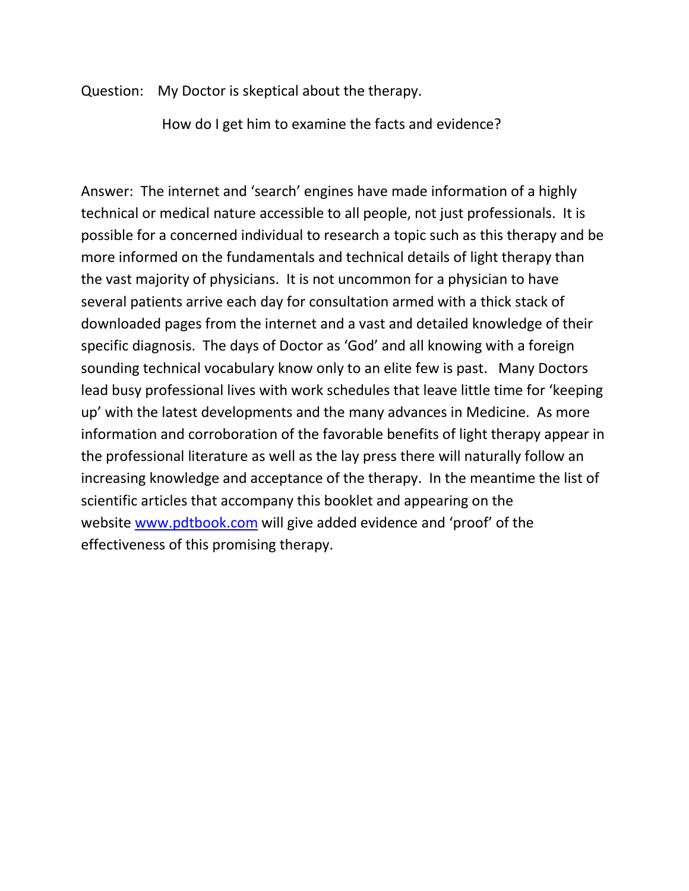Question: My Doctor is skeptical about the therapy.

How do I get him to examine the facts and evidence?

Answer: The internet and 'search' engines have made information of a highly technical or medical nature accessible to all people, not just professionals. It is possible for a concerned individual to research a topic such as this therapy and be more informed on the fundamentals and technical details of light therapy than the vast majority of physicians. It is not uncommon for a physician to have several patients arrive each day for consultation armed with a thick stack of downloaded pages from the internet and a vast and detailed knowledge of their specific diagnosis. The days of Doctor as 'God' and all knowing with a foreign sounding technical vocabulary know only to an elite few is past. Many Doctors lead busy professional lives with work schedules that leave little time for 'keeping up' with the latest developments and the many advances in Medicine. As more information and corroboration of the favorable benefits of light therapy appear in the professional literature as well as the lay press there will naturally follow an increasing knowledge and acceptance of the therapy. In the meantime the list of scientific articles that accompany this booklet and appearing on the website [www.pdtbook.com](http://www.pdtbook.com) will give added evidence and 'proof' of the effectiveness of this promising therapy.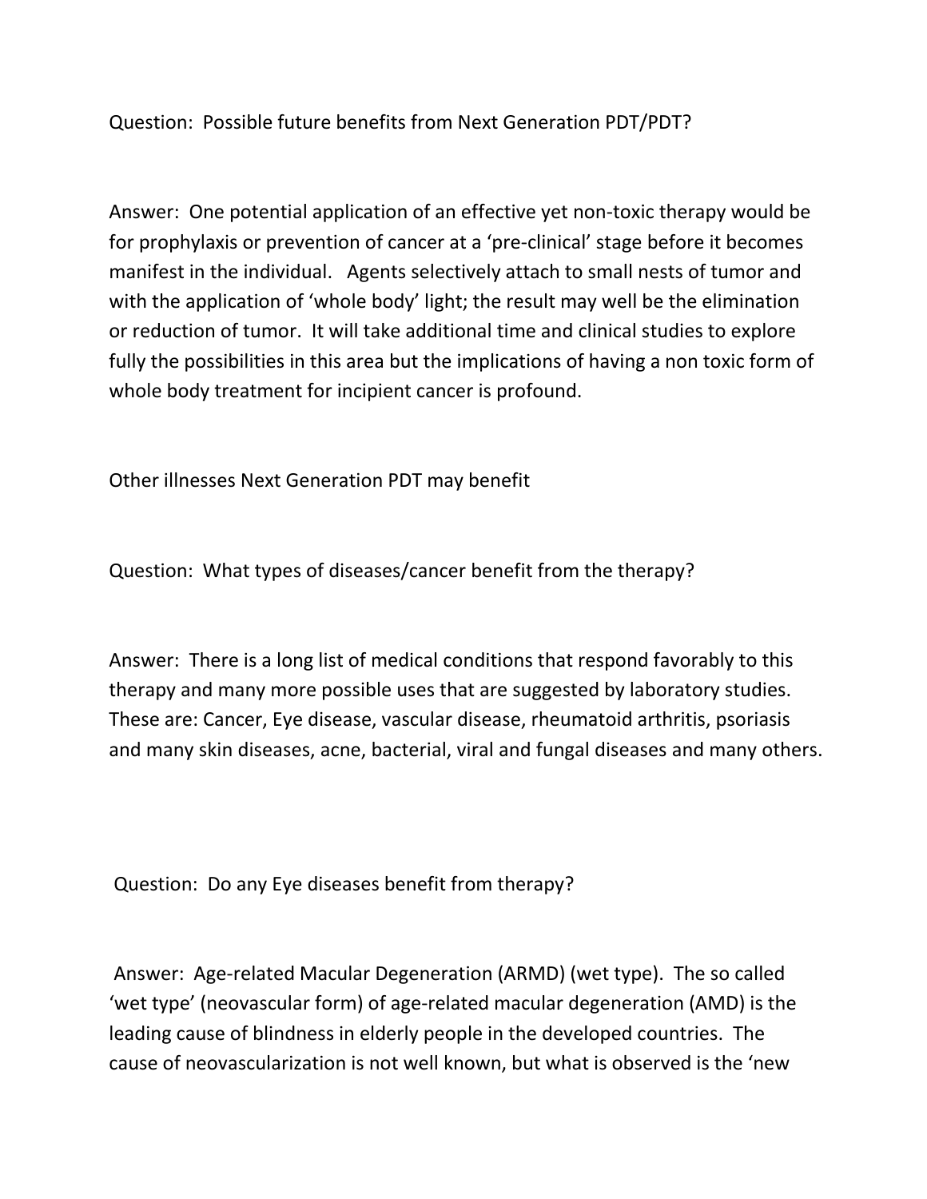Question: Possible future benefits from Next Generation PDT/PDT?

Answer: One potential application of an effective yet non-toxic therapy would be for prophylaxis or prevention of cancer at a 'pre-clinical' stage before it becomes manifest in the individual. Agents selectively attach to small nests of tumor and with the application of 'whole body' light; the result may well be the elimination or reduction of tumor. It will take additional time and clinical studies to explore fully the possibilities in this area but the implications of having a non toxic form of whole body treatment for incipient cancer is profound.

Other illnesses Next Generation PDT may benefit

Question: What types of diseases/cancer benefit from the therapy?

Answer: There is a long list of medical conditions that respond favorably to this therapy and many more possible uses that are suggested by laboratory studies. These are: Cancer, Eye disease, vascular disease, rheumatoid arthritis, psoriasis and many skin diseases, acne, bacterial, viral and fungal diseases and many others.

Question: Do any Eye diseases benefit from therapy?

Answer: Age-related Macular Degeneration (ARMD) (wet type). The so called 'wet type' (neovascular form) of age-related macular degeneration (AMD) is the leading cause of blindness in elderly people in the developed countries. The cause of neovascularization is not well known, but what is observed is the 'new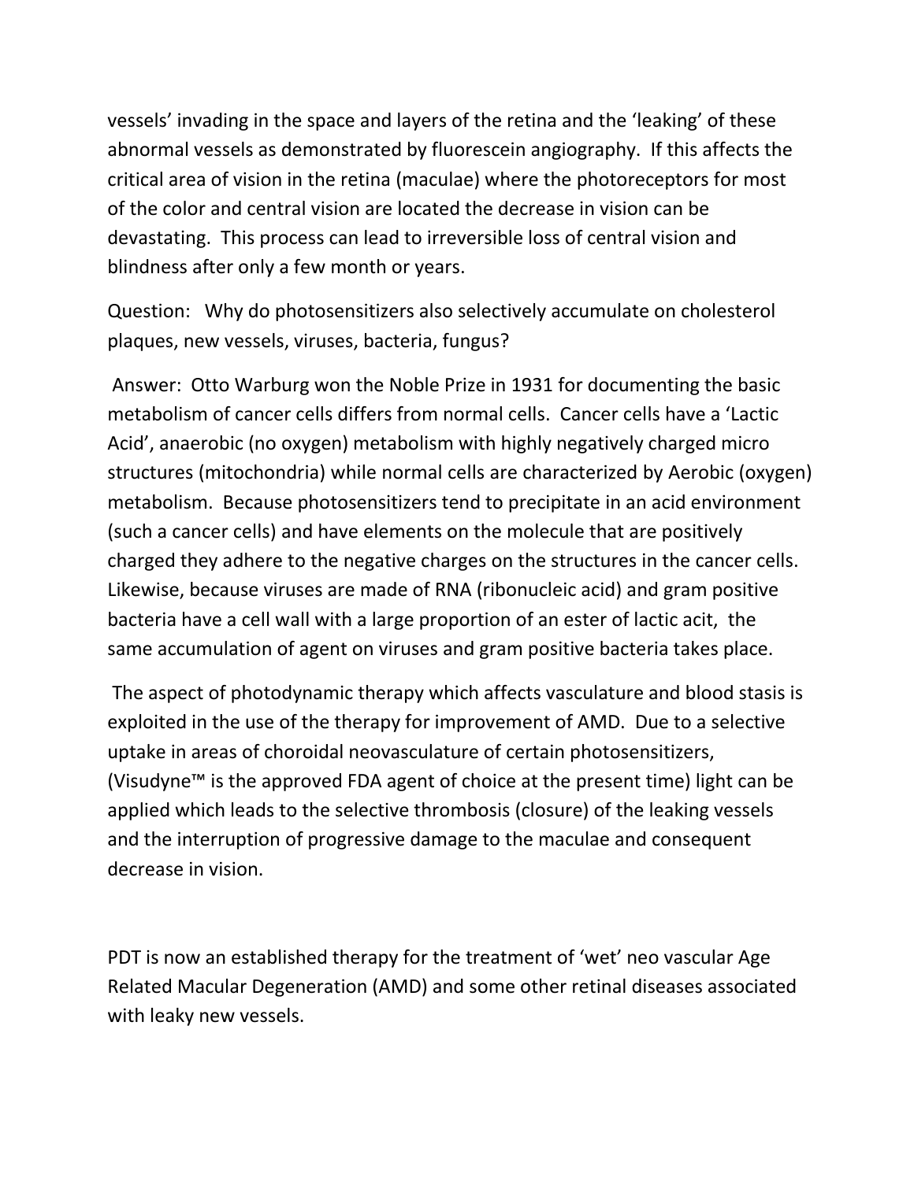vessels' invading in the space and layers of the retina and the 'leaking' of these abnormal vessels as demonstrated by fluorescein angiography. If this affects the critical area of vision in the retina (maculae) where the photoreceptors for most of the color and central vision are located the decrease in vision can be devastating. This process can lead to irreversible loss of central vision and blindness after only a few month or years.

Question: Why do photosensitizers also selectively accumulate on cholesterol plaques, new vessels, viruses, bacteria, fungus?

Answer: Otto Warburg won the Noble Prize in 1931 for documenting the basic metabolism of cancer cells differs from normal cells. Cancer cells have a 'Lactic Acid', anaerobic (no oxygen) metabolism with highly negatively charged micro structures (mitochondria) while normal cells are characterized by Aerobic (oxygen) metabolism. Because photosensitizers tend to precipitate in an acid environment (such a cancer cells) and have elements on the molecule that are positively charged they adhere to the negative charges on the structures in the cancer cells. Likewise, because viruses are made of RNA (ribonucleic acid) and gram positive bacteria have a cell wall with a large proportion of an ester of lactic acit, the same accumulation of agent on viruses and gram positive bacteria takes place.

The aspect of photodynamic therapy which affects vasculature and blood stasis is exploited in the use of the therapy for improvement of AMD. Due to a selective uptake in areas of choroidal neovasculature of certain photosensitizers, (Visudyne™ is the approved FDA agent of choice at the present time) light can be applied which leads to the selective thrombosis (closure) of the leaking vessels and the interruption of progressive damage to the maculae and consequent decrease in vision.

PDT is now an established therapy for the treatment of 'wet' neo vascular Age Related Macular Degeneration (AMD) and some other retinal diseases associated with leaky new vessels.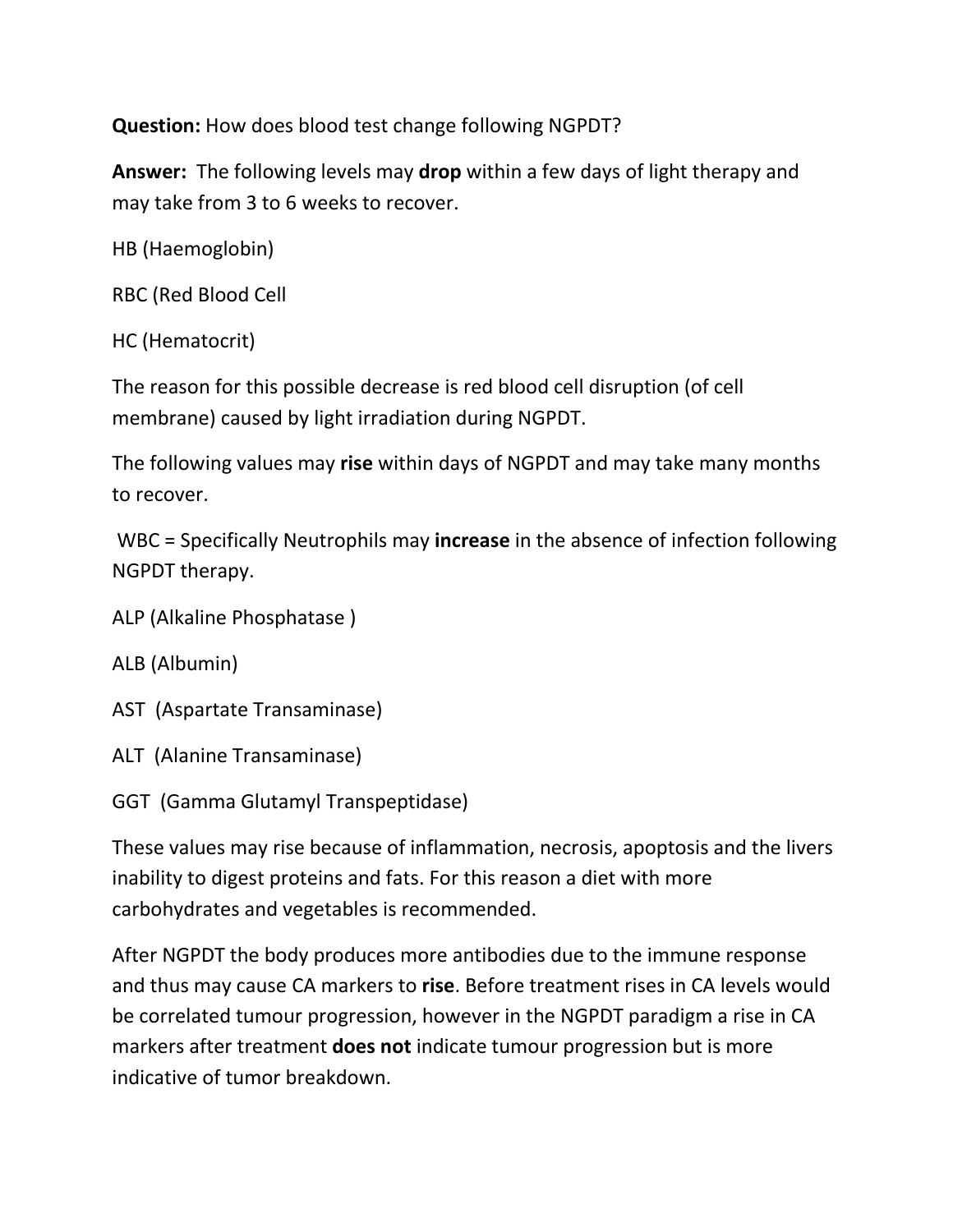**Question:** How does blood test change following NGPDT?

**Answer:** The following levels may **drop** within a few days of light therapy and may take from 3 to 6 weeks to recover.

HB (Haemoglobin)

RBC (Red Blood Cell

HC (Hematocrit)

The reason for this possible decrease is red blood cell disruption (of cell membrane) caused by light irradiation during NGPDT.

The following values may **rise** within days of NGPDT and may take many months to recover.

WBC = Specifically Neutrophils may **increase** in the absence of infection following NGPDT therapy.

ALP (Alkaline Phosphatase )

ALB (Albumin)

AST (Aspartate Transaminase)

ALT (Alanine Transaminase)

GGT (Gamma Glutamyl Transpeptidase)

These values may rise because of inflammation, necrosis, apoptosis and the livers inability to digest proteins and fats. For this reason a diet with more carbohydrates and vegetables is recommended.

After NGPDT the body produces more antibodies due to the immune response and thus may cause CA markers to **rise**. Before treatment rises in CA levels would be correlated tumour progression, however in the NGPDT paradigm a rise in CA markers after treatment **does not** indicate tumour progression but is more indicative of tumor breakdown.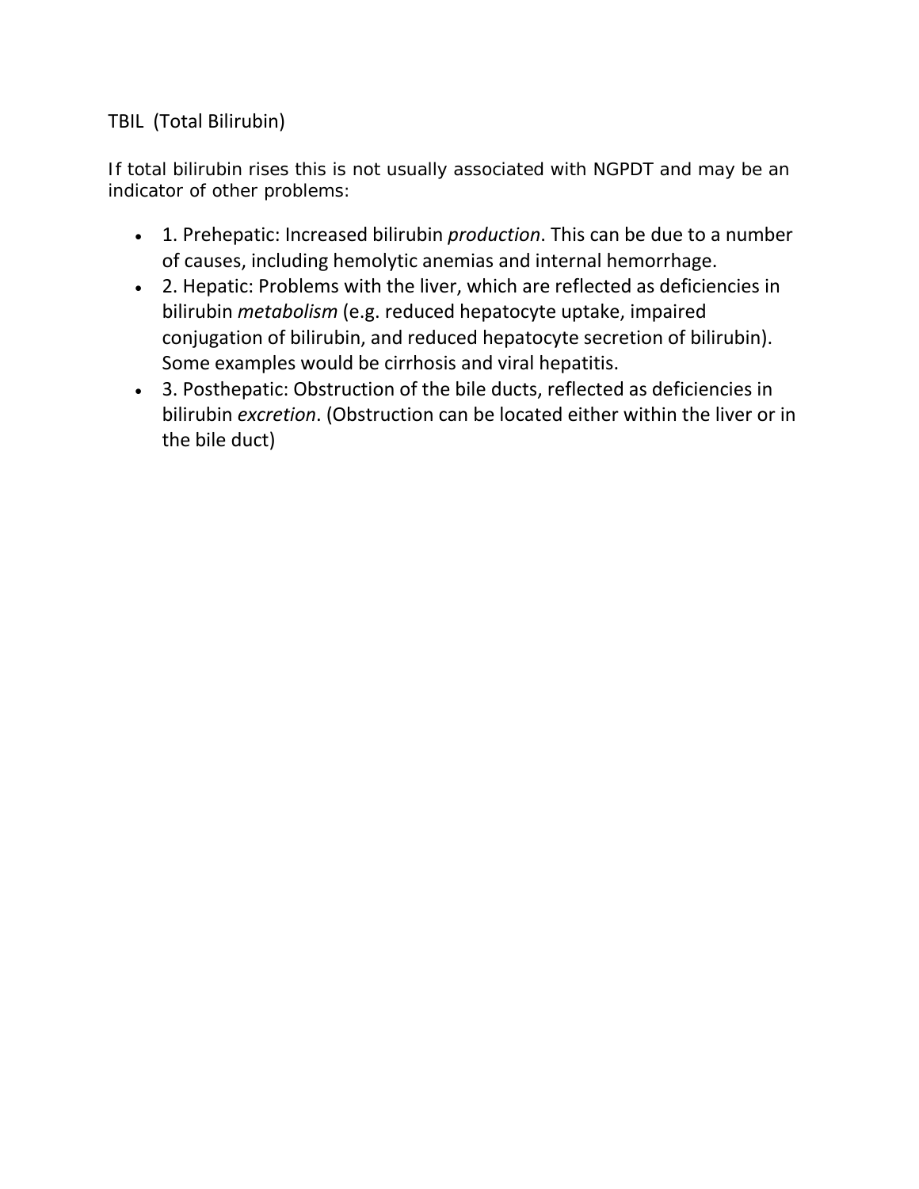TBIL  (Total Bilirubin)

If total bilirubin rises this is not usually associated with NGPDT and may be an indicator of other problems:

- 1. Prehepatic: Increased bilirubin *production*. This can be due to a number of causes, including hemolytic anemias and internal hemorrhage.
- 2. Hepatic: Problems with the liver, which are reflected as deficiencies in bilirubin *metabolism* (e.g. reduced hepatocyte uptake, impaired conjugation of bilirubin, and reduced hepatocyte secretion of bilirubin). Some examples would be cirrhosis and viral hepatitis.
- 3. Posthepatic: Obstruction of the bile ducts, reflected as deficiencies in bilirubin *excretion*. (Obstruction can be located either within the liver or in the bile duct)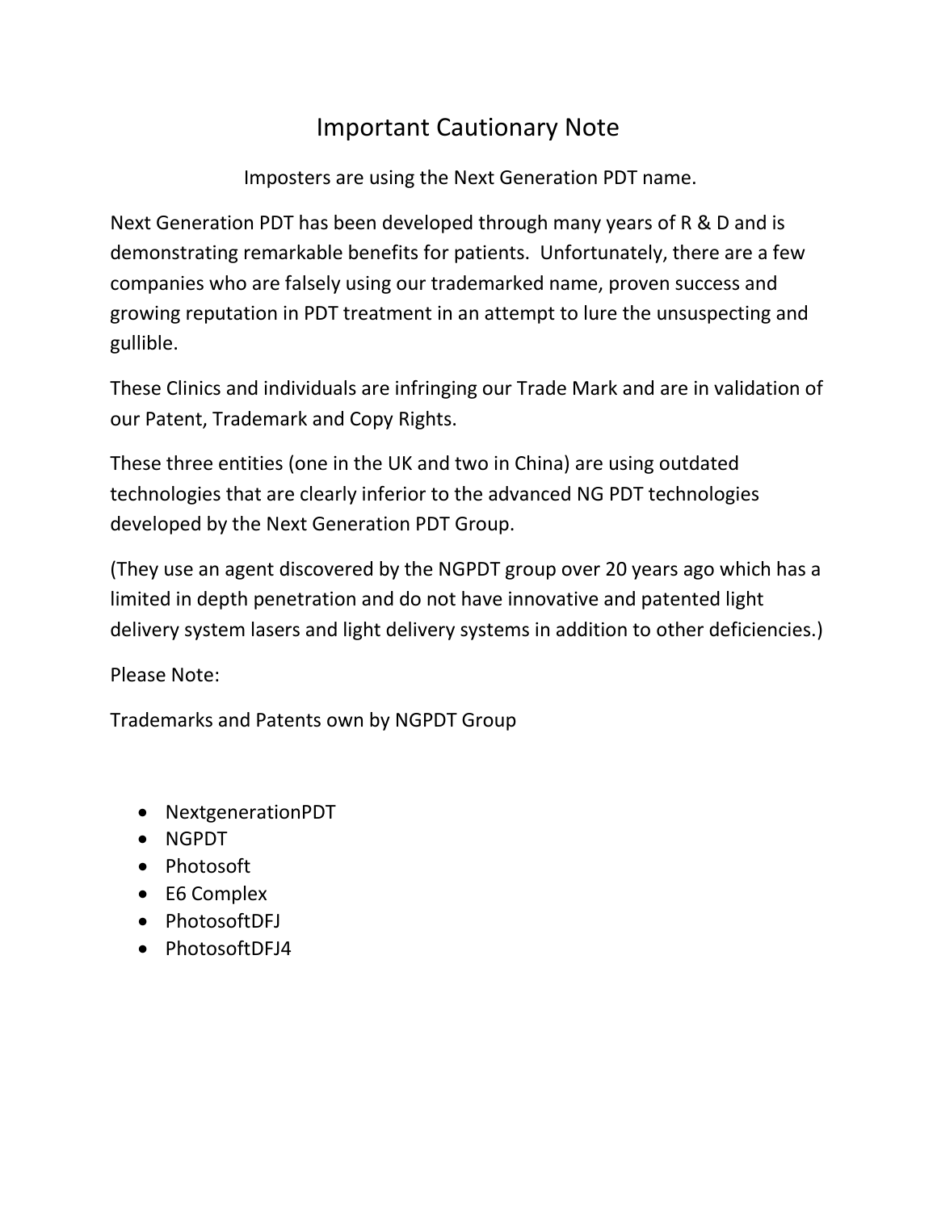# Important Cautionary Note

Imposters are using the Next Generation PDT name.

Next Generation PDT has been developed through many years of R & D and is demonstrating remarkable benefits for patients. Unfortunately, there are a few companies who are falsely using our trademarked name, proven success and growing reputation in PDT treatment in an attempt to lure the unsuspecting and gullible.

These Clinics and individuals are infringing our Trade Mark and are in validation of our Patent, Trademark and Copy Rights.

These three entities (one in the UK and two in China) are using outdated technologies that are clearly inferior to the advanced NG PDT technologies developed by the Next Generation PDT Group.

(They use an agent discovered by the NGPDT group over 20 years ago which has a limited in depth penetration and do not have innovative and patented light delivery system lasers and light delivery systems in addition to other deficiencies.)

Please Note:

Trademarks and Patents own by NGPDT Group

- NextgenerationPDT
- NGPDT
- Photosoft
- E6 Complex
- PhotosoftDFJ
- PhotosoftDFJ4